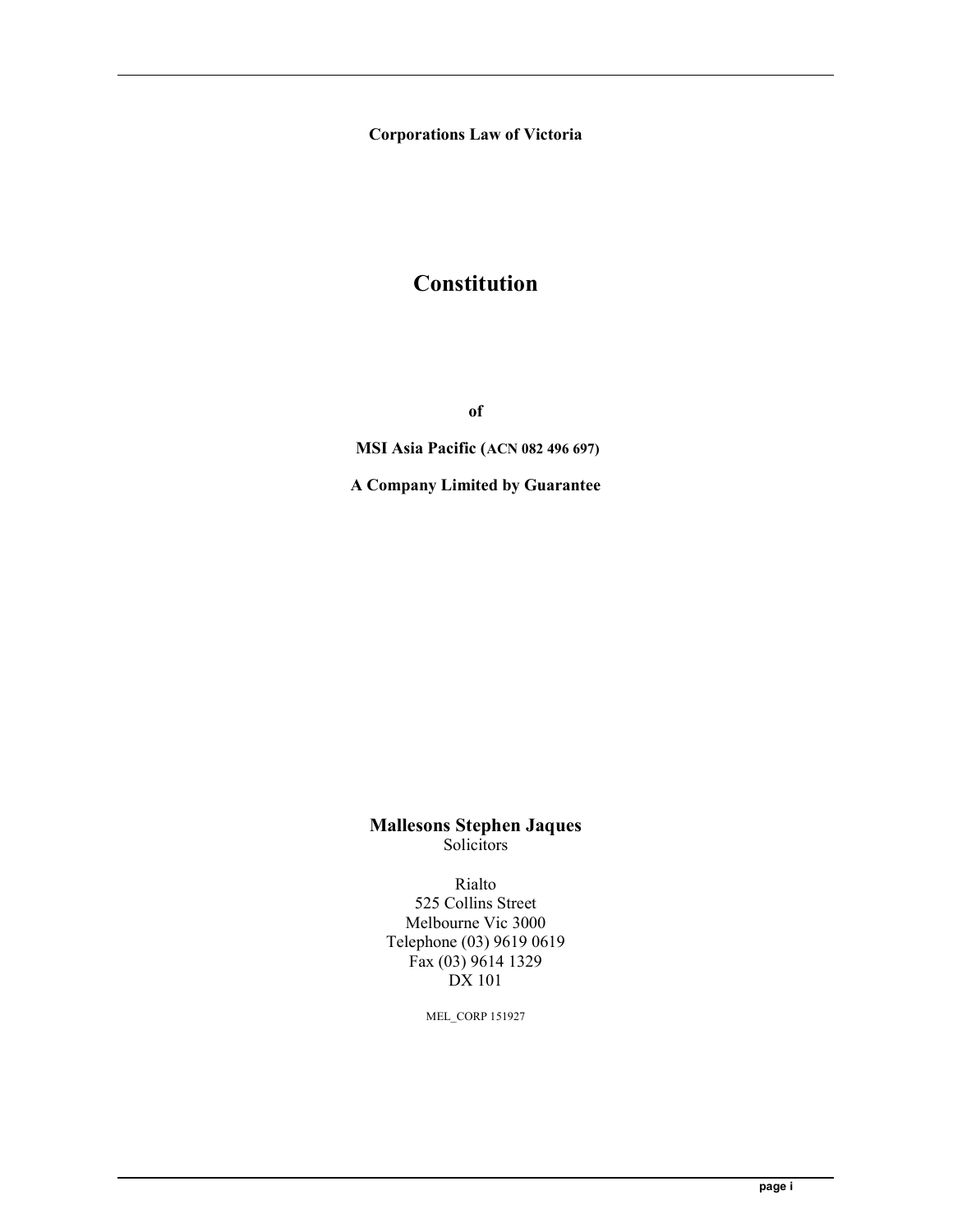**Corporations Law of Victoria**

# Constitution

**of**

**MSI Asia Pacific (ACN 082 496 697)**

**A Company Limited by Guarantee**

**Mallesons Stephen Jaques**
Solicitors

Rialto
525 Collins Street
Melbourne Vic 3000
Telephone (03) 9619 0619
Fax (03) 9614 1329
DX 101

MEL_CORP 151927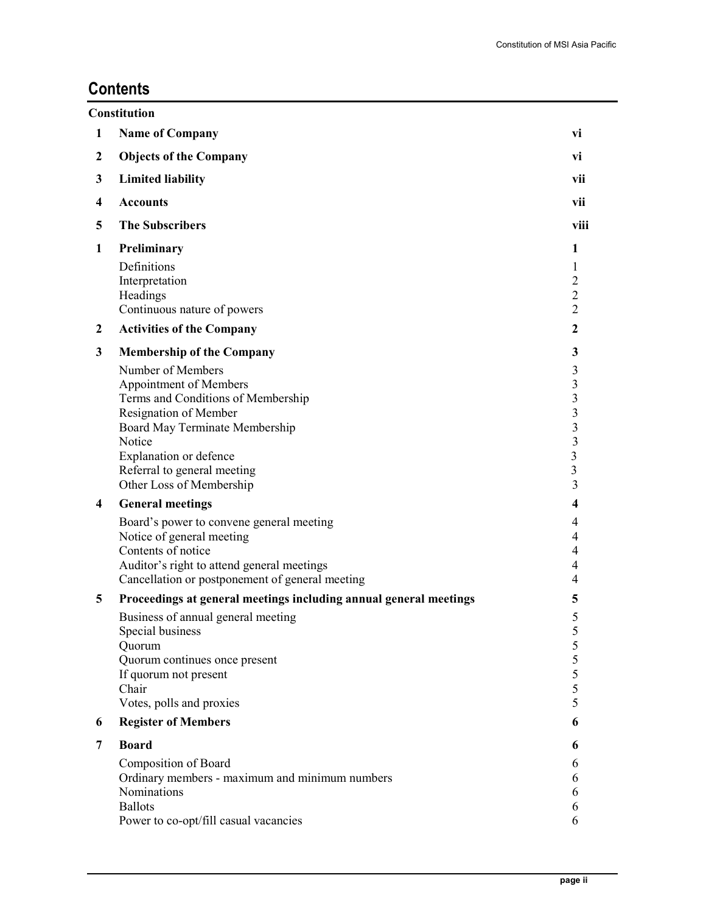# Contents

**Constitution**

| | | |
|---|---|---|
| **1** | **Name of Company** | **vi** |
| **2** | **Objects of the Company** | **vi** |
| **3** | **Limited liability** | **vii** |
| **4** | **Accounts** | **vii** |
| **5** | **The Subscribers** | **viii** |
| **1** | **Preliminary** | **1** |
| | Definitions | 1 |
| | Interpretation | 2 |
| | Headings | 2 |
| | Continuous nature of powers | 2 |
| **2** | **Activities of the Company** | **2** |
| **3** | **Membership of the Company** | **3** |
| | Number of Members | 3 |
| | Appointment of Members | 3 |
| | Terms and Conditions of Membership | 3 |
| | Resignation of Member | 3 |
| | Board May Terminate Membership | 3 |
| | Notice | 3 |
| | Explanation or defence | 3 |
| | Referral to general meeting | 3 |
| | Other Loss of Membership | 3 |
| **4** | **General meetings** | **4** |
| | Board's power to convene general meeting | 4 |
| | Notice of general meeting | 4 |
| | Contents of notice | 4 |
| | Auditor's right to attend general meetings | 4 |
| | Cancellation or postponement of general meeting | 4 |
| **5** | **Proceedings at general meetings including annual general meetings** | **5** |
| | Business of annual general meeting | 5 |
| | Special business | 5 |
| | Quorum | 5 |
| | Quorum continues once present | 5 |
| | If quorum not present | 5 |
| | Chair | 5 |
| | Votes, polls and proxies | 5 |
| **6** | **Register of Members** | **6** |
| **7** | **Board** | **6** |
| | Composition of Board | 6 |
| | Ordinary members - maximum and minimum numbers | 6 |
| | Nominations | 6 |
| | Ballots | 6 |
| | Power to co-opt/fill casual vacancies | 6 |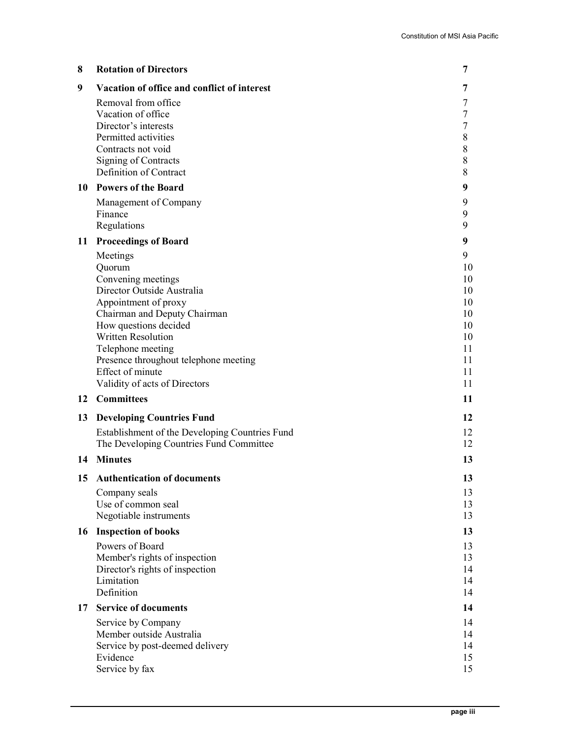| | | |
|---|---|---|
| **8** | **Rotation of Directors** | **7** |
| **9** | **Vacation of office and conflict of interest** | **7** |
| | Removal from office | 7 |
| | Vacation of office | 7 |
| | Director's interests | 7 |
| | Permitted activities | 8 |
| | Contracts not void | 8 |
| | Signing of Contracts | 8 |
| | Definition of Contract | 8 |
| **10** | **Powers of the Board** | **9** |
| | Management of Company | 9 |
| | Finance | 9 |
| | Regulations | 9 |
| **11** | **Proceedings of Board** | **9** |
| | Meetings | 9 |
| | Quorum | 10 |
| | Convening meetings | 10 |
| | Director Outside Australia | 10 |
| | Appointment of proxy | 10 |
| | Chairman and Deputy Chairman | 10 |
| | How questions decided | 10 |
| | Written Resolution | 10 |
| | Telephone meeting | 11 |
| | Presence throughout telephone meeting | 11 |
| | Effect of minute | 11 |
| | Validity of acts of Directors | 11 |
| **12** | **Committees** | **11** |
| **13** | **Developing Countries Fund** | **12** |
| | Establishment of the Developing Countries Fund | 12 |
| | The Developing Countries Fund Committee | 12 |
| **14** | **Minutes** | **13** |
| **15** | **Authentication of documents** | **13** |
| | Company seals | 13 |
| | Use of common seal | 13 |
| | Negotiable instruments | 13 |
| **16** | **Inspection of books** | **13** |
| | Powers of Board | 13 |
| | Member's rights of inspection | 13 |
| | Director's rights of inspection | 14 |
| | Limitation | 14 |
| | Definition | 14 |
| **17** | **Service of documents** | **14** |
| | Service by Company | 14 |
| | Member outside Australia | 14 |
| | Service by post-deemed delivery | 14 |
| | Evidence | 15 |
| | Service by fax | 15 |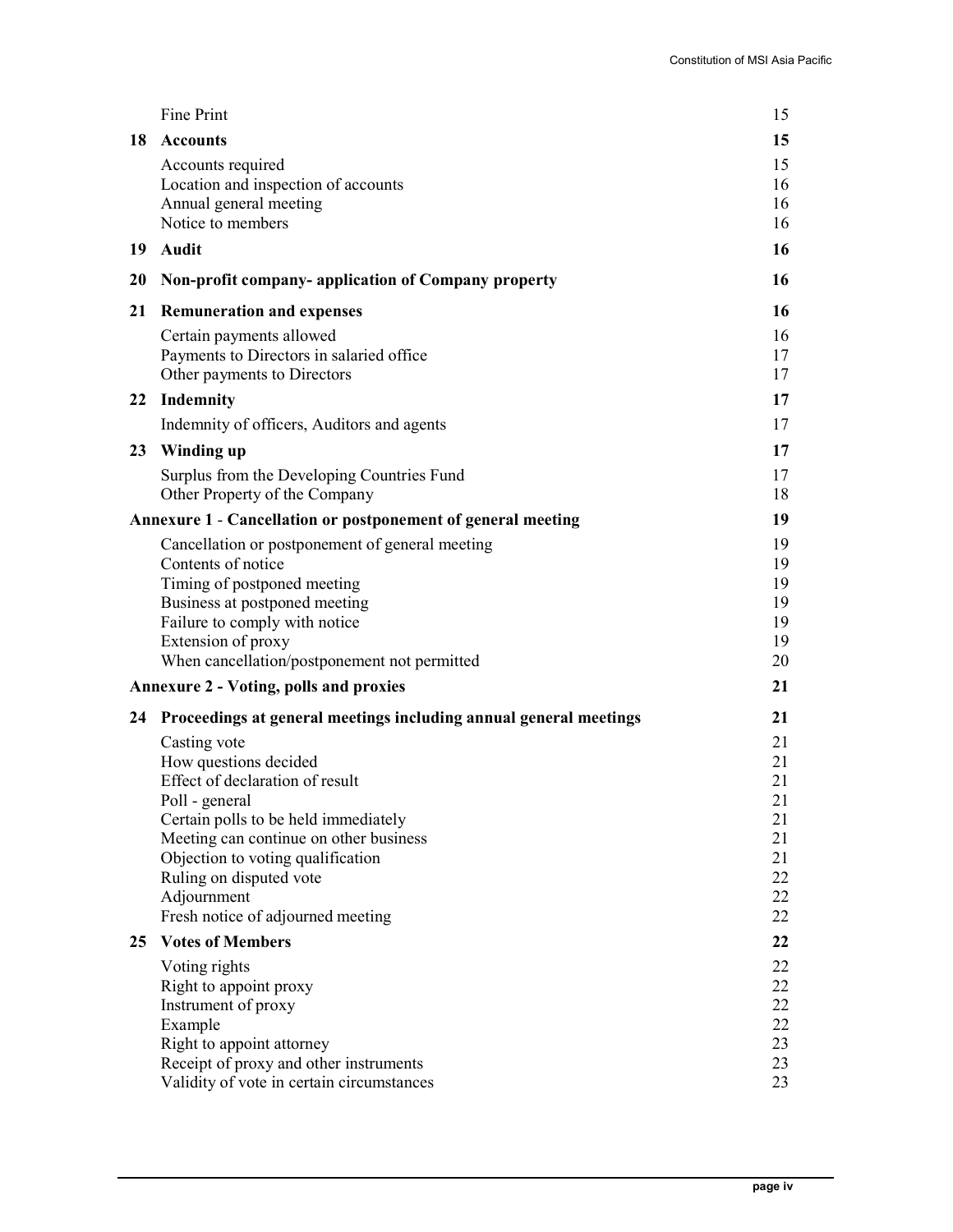| | | |
|---|---|---|
| | Fine Print | 15 |
| **18** | **Accounts** | **15** |
| | Accounts required | 15 |
| | Location and inspection of accounts | 16 |
| | Annual general meeting | 16 |
| | Notice to members | 16 |
| **19** | **Audit** | **16** |
| **20** | **Non-profit company- application of Company property** | **16** |
| **21** | **Remuneration and expenses** | **16** |
| | Certain payments allowed | 16 |
| | Payments to Directors in salaried office | 17 |
| | Other payments to Directors | 17 |
| **22** | **Indemnity** | **17** |
| | Indemnity of officers, Auditors and agents | 17 |
| **23** | **Winding up** | **17** |
| | Surplus from the Developing Countries Fund | 17 |
| | Other Property of the Company | 18 |
| **Annexure 1 - Cancellation or postponement of general meeting** | | **19** |
| | Cancellation or postponement of general meeting | 19 |
| | Contents of notice | 19 |
| | Timing of postponed meeting | 19 |
| | Business at postponed meeting | 19 |
| | Failure to comply with notice | 19 |
| | Extension of proxy | 19 |
| | When cancellation/postponement not permitted | 20 |
| **Annexure 2 - Voting, polls and proxies** | | **21** |
| **24** | **Proceedings at general meetings including annual general meetings** | **21** |
| | Casting vote | 21 |
| | How questions decided | 21 |
| | Effect of declaration of result | 21 |
| | Poll - general | 21 |
| | Certain polls to be held immediately | 21 |
| | Meeting can continue on other business | 21 |
| | Objection to voting qualification | 21 |
| | Ruling on disputed vote | 22 |
| | Adjournment | 22 |
| | Fresh notice of adjourned meeting | 22 |
| **25** | **Votes of Members** | **22** |
| | Voting rights | 22 |
| | Right to appoint proxy | 22 |
| | Instrument of proxy | 22 |
| | Example | 22 |
| | Right to appoint attorney | 23 |
| | Receipt of proxy and other instruments | 23 |
| | Validity of vote in certain circumstances | 23 |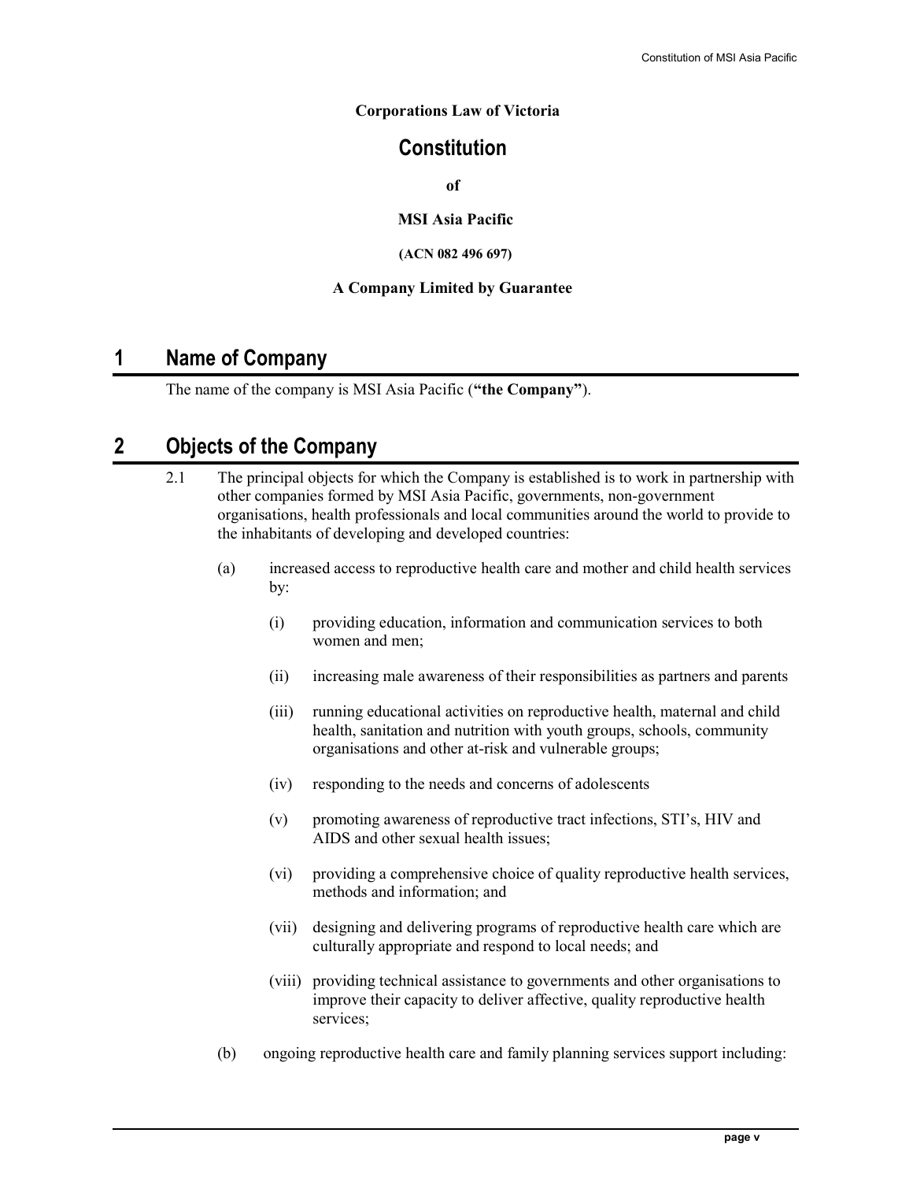**Corporations Law of Victoria**

# Constitution

**of**

**MSI Asia Pacific**

**(ACN 082 496 697)**

**A Company Limited by Guarantee**

## 1 Name of Company

The name of the company is MSI Asia Pacific (**"the Company"**).

## 2 Objects of the Company

2.1 The principal objects for which the Company is established is to work in partnership with other companies formed by MSI Asia Pacific, governments, non-government organisations, health professionals and local communities around the world to provide to the inhabitants of developing and developed countries:

(a) increased access to reproductive health care and mother and child health services by:

(i) providing education, information and communication services to both women and men;

(ii) increasing male awareness of their responsibilities as partners and parents

(iii) running educational activities on reproductive health, maternal and child health, sanitation and nutrition with youth groups, schools, community organisations and other at-risk and vulnerable groups;

(iv) responding to the needs and concerns of adolescents

(v) promoting awareness of reproductive tract infections, STI's, HIV and AIDS and other sexual health issues;

(vi) providing a comprehensive choice of quality reproductive health services, methods and information; and

(vii) designing and delivering programs of reproductive health care which are culturally appropriate and respond to local needs; and

(viii) providing technical assistance to governments and other organisations to improve their capacity to deliver affective, quality reproductive health services;

(b) ongoing reproductive health care and family planning services support including: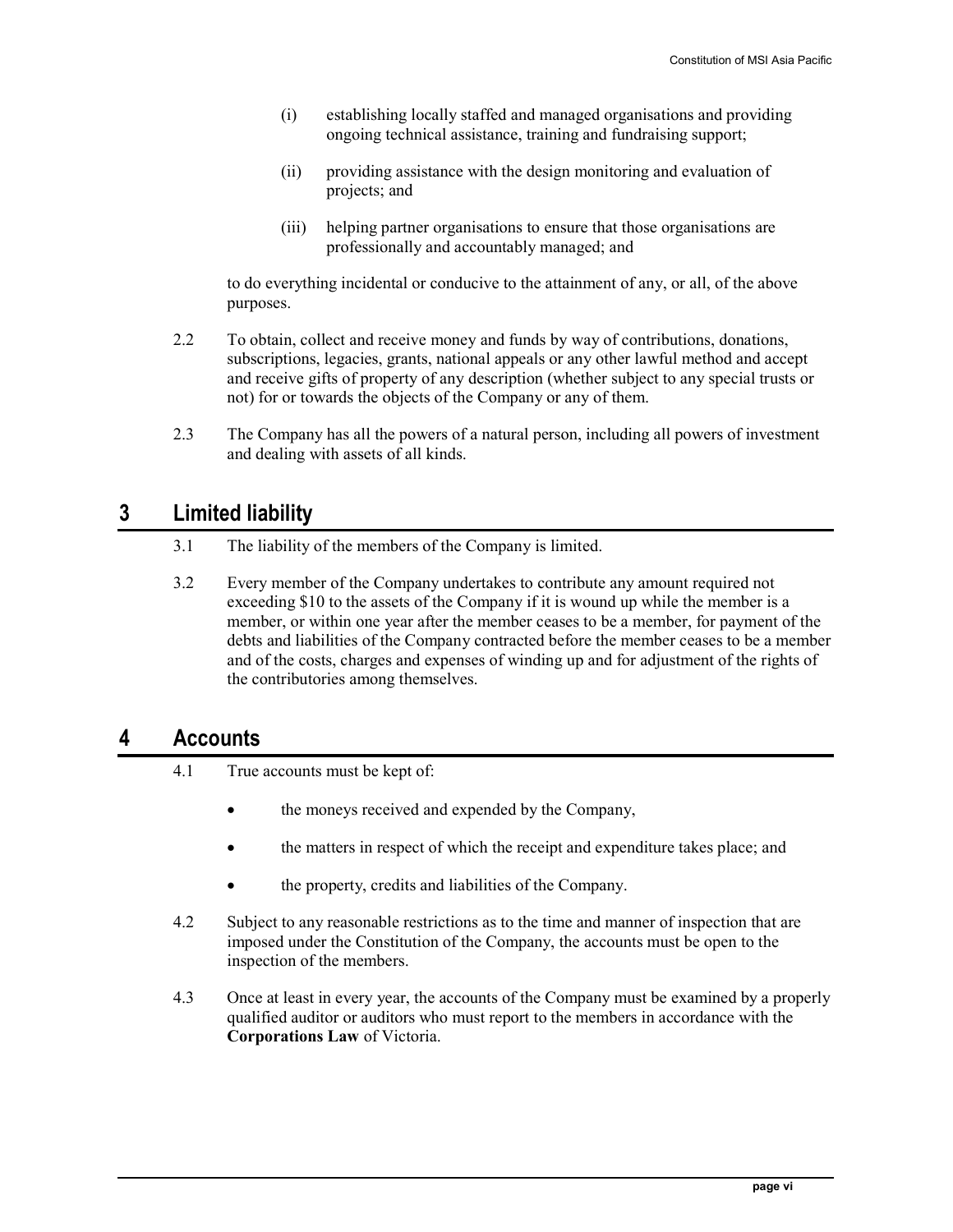(i) establishing locally staffed and managed organisations and providing ongoing technical assistance, training and fundraising support;

(ii) providing assistance with the design monitoring and evaluation of projects; and

(iii) helping partner organisations to ensure that those organisations are professionally and accountably managed; and

to do everything incidental or conducive to the attainment of any, or all, of the above purposes.

2.2 To obtain, collect and receive money and funds by way of contributions, donations, subscriptions, legacies, grants, national appeals or any other lawful method and accept and receive gifts of property of any description (whether subject to any special trusts or not) for or towards the objects of the Company or any of them.

2.3 The Company has all the powers of a natural person, including all powers of investment and dealing with assets of all kinds.

## 3 Limited liability

3.1 The liability of the members of the Company is limited.

3.2 Every member of the Company undertakes to contribute any amount required not exceeding $10 to the assets of the Company if it is wound up while the member is a member, or within one year after the member ceases to be a member, for payment of the debts and liabilities of the Company contracted before the member ceases to be a member and of the costs, charges and expenses of winding up and for adjustment of the rights of the contributories among themselves.

## 4 Accounts

4.1 True accounts must be kept of:

- the moneys received and expended by the Company,
- the matters in respect of which the receipt and expenditure takes place; and
- the property, credits and liabilities of the Company.

4.2 Subject to any reasonable restrictions as to the time and manner of inspection that are imposed under the Constitution of the Company, the accounts must be open to the inspection of the members.

4.3 Once at least in every year, the accounts of the Company must be examined by a properly qualified auditor or auditors who must report to the members in accordance with the **Corporations Law** of Victoria.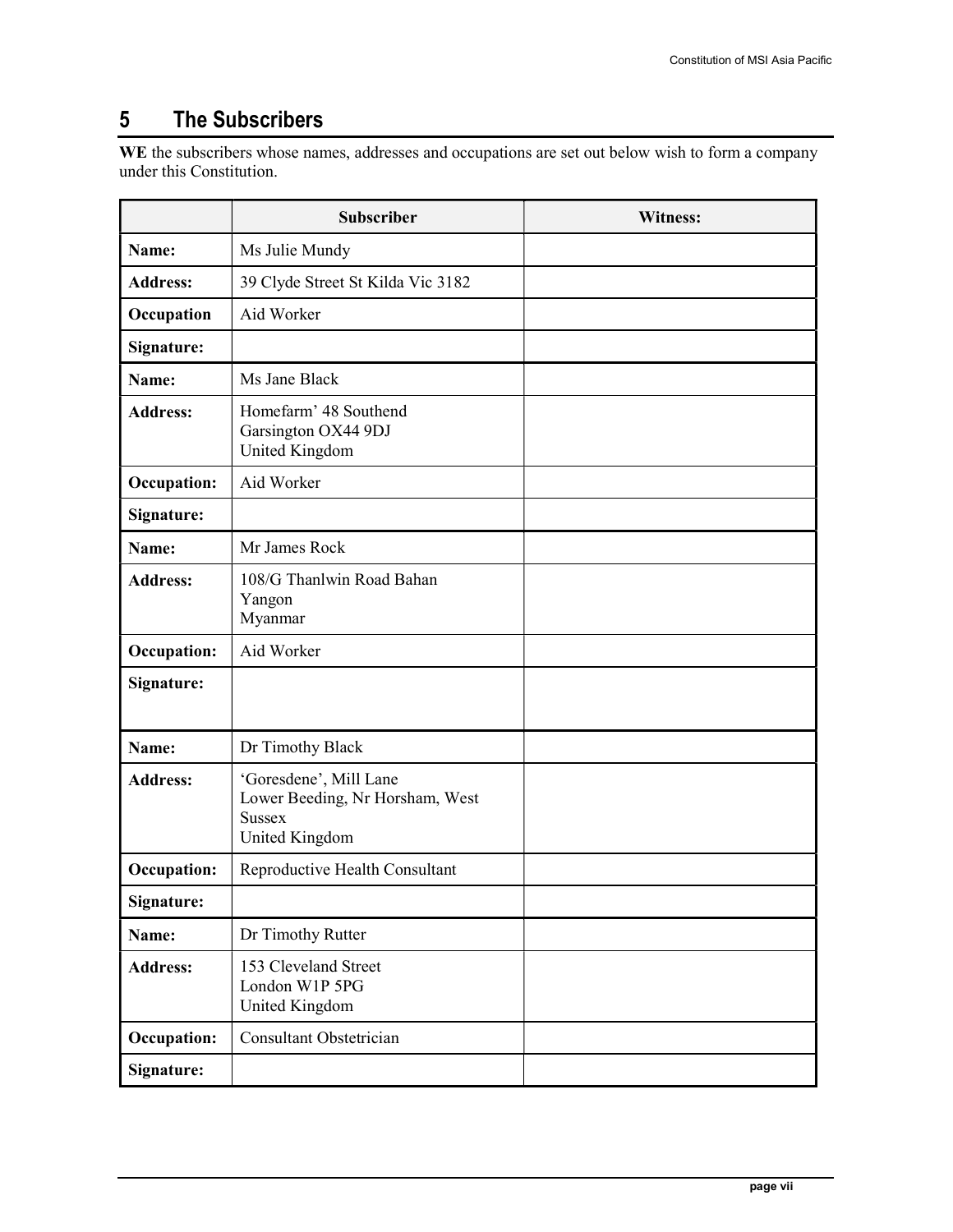# 5 The Subscribers

**WE** the subscribers whose names, addresses and occupations are set out below wish to form a company under this Constitution.

| | Subscriber | Witness: |
|---|---|---|
| **Name:** | Ms Julie Mundy | |
| **Address:** | 39 Clyde Street St Kilda Vic 3182 | |
| **Occupation** | Aid Worker | |
| **Signature:** | | |
| **Name:** | Ms Jane Black | |
| **Address:** | Homefarm' 48 Southend<br>Garsington OX44 9DJ<br>United Kingdom | |
| **Occupation:** | Aid Worker | |
| **Signature:** | | |
| **Name:** | Mr James Rock | |
| **Address:** | 108/G Thanlwin Road Bahan<br>Yangon<br>Myanmar | |
| **Occupation:** | Aid Worker | |
| **Signature:** | | |
| **Name:** | Dr Timothy Black | |
| **Address:** | 'Goresdene', Mill Lane<br>Lower Beeding, Nr Horsham, West Sussex<br>United Kingdom | |
| **Occupation:** | Reproductive Health Consultant | |
| **Signature:** | | |
| **Name:** | Dr Timothy Rutter | |
| **Address:** | 153 Cleveland Street<br>London W1P 5PG<br>United Kingdom | |
| **Occupation:** | Consultant Obstetrician | |
| **Signature:** | | |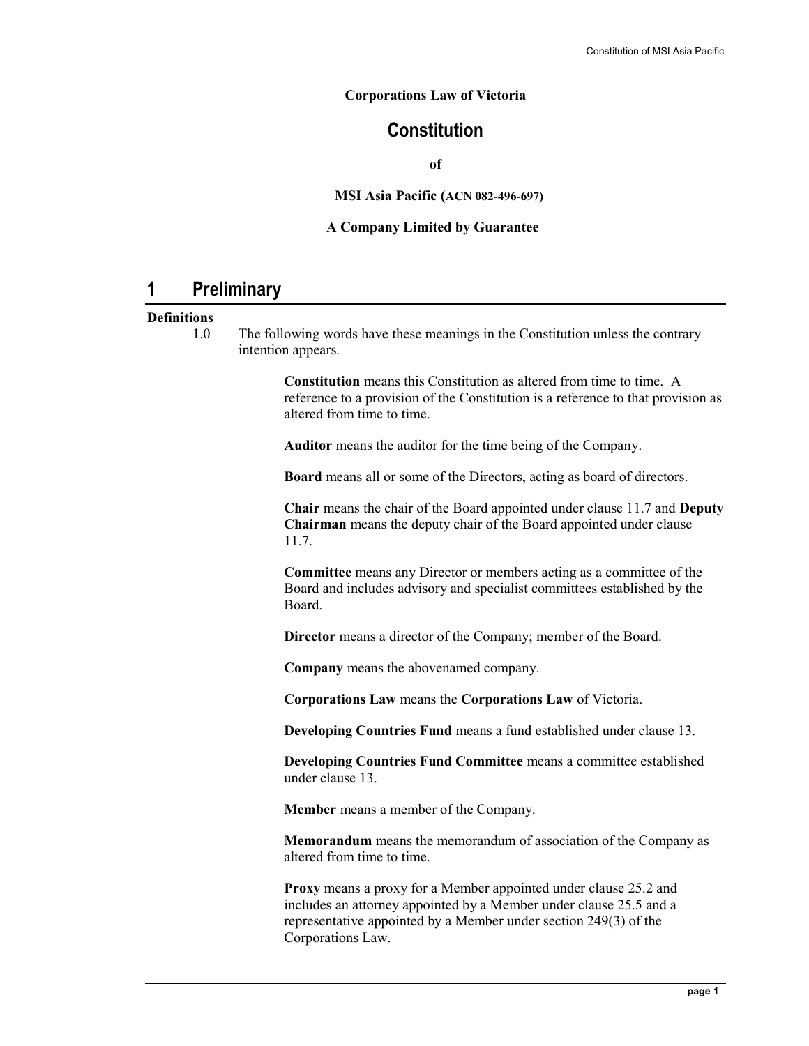**Corporations Law of Victoria**

# Constitution

**of**

**MSI Asia Pacific (ACN 082-496-697)**

**A Company Limited by Guarantee**

## 1 Preliminary

**Definitions**

1.0 The following words have these meanings in the Constitution unless the contrary intention appears.

**Constitution** means this Constitution as altered from time to time. A reference to a provision of the Constitution is a reference to that provision as altered from time to time.

**Auditor** means the auditor for the time being of the Company.

**Board** means all or some of the Directors, acting as board of directors.

**Chair** means the chair of the Board appointed under clause 11.7 and **Deputy Chairman** means the deputy chair of the Board appointed under clause 11.7.

**Committee** means any Director or members acting as a committee of the Board and includes advisory and specialist committees established by the Board.

**Director** means a director of the Company; member of the Board.

**Company** means the abovenamed company.

**Corporations Law** means the **Corporations Law** of Victoria.

**Developing Countries Fund** means a fund established under clause 13.

**Developing Countries Fund Committee** means a committee established under clause 13.

**Member** means a member of the Company.

**Memorandum** means the memorandum of association of the Company as altered from time to time.

**Proxy** means a proxy for a Member appointed under clause 25.2 and includes an attorney appointed by a Member under clause 25.5 and a representative appointed by a Member under section 249(3) of the Corporations Law.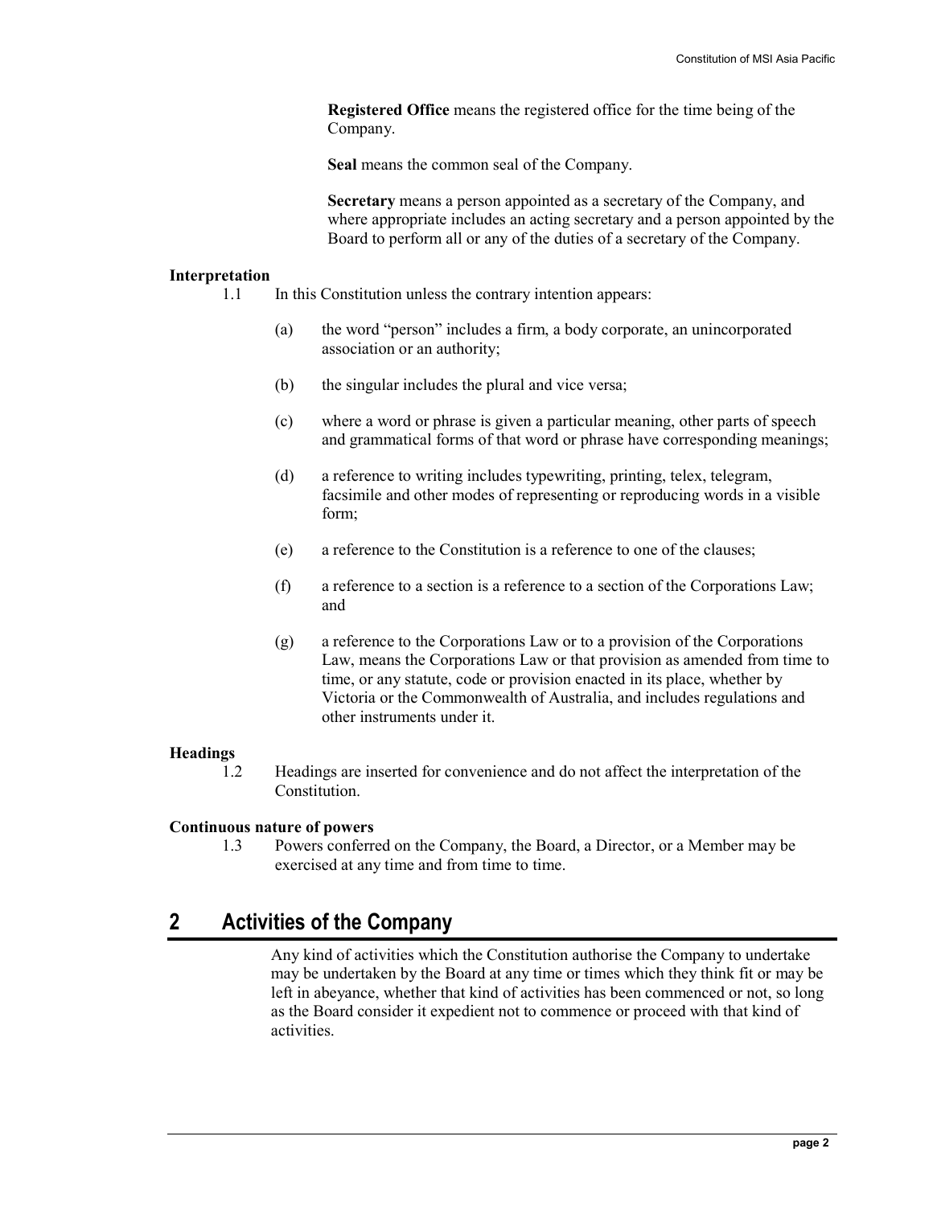**Registered Office** means the registered office for the time being of the Company.

**Seal** means the common seal of the Company.

**Secretary** means a person appointed as a secretary of the Company, and where appropriate includes an acting secretary and a person appointed by the Board to perform all or any of the duties of a secretary of the Company.

**Interpretation**

1.1 In this Constitution unless the contrary intention appears:

(a) the word "person" includes a firm, a body corporate, an unincorporated association or an authority;

(b) the singular includes the plural and vice versa;

(c) where a word or phrase is given a particular meaning, other parts of speech and grammatical forms of that word or phrase have corresponding meanings;

(d) a reference to writing includes typewriting, printing, telex, telegram, facsimile and other modes of representing or reproducing words in a visible form;

(e) a reference to the Constitution is a reference to one of the clauses;

(f) a reference to a section is a reference to a section of the Corporations Law; and

(g) a reference to the Corporations Law or to a provision of the Corporations Law, means the Corporations Law or that provision as amended from time to time, or any statute, code or provision enacted in its place, whether by Victoria or the Commonwealth of Australia, and includes regulations and other instruments under it.

**Headings**

1.2 Headings are inserted for convenience and do not affect the interpretation of the Constitution.

**Continuous nature of powers**

1.3 Powers conferred on the Company, the Board, a Director, or a Member may be exercised at any time and from time to time.

## 2 Activities of the Company

Any kind of activities which the Constitution authorise the Company to undertake may be undertaken by the Board at any time or times which they think fit or may be left in abeyance, whether that kind of activities has been commenced or not, so long as the Board consider it expedient not to commence or proceed with that kind of activities.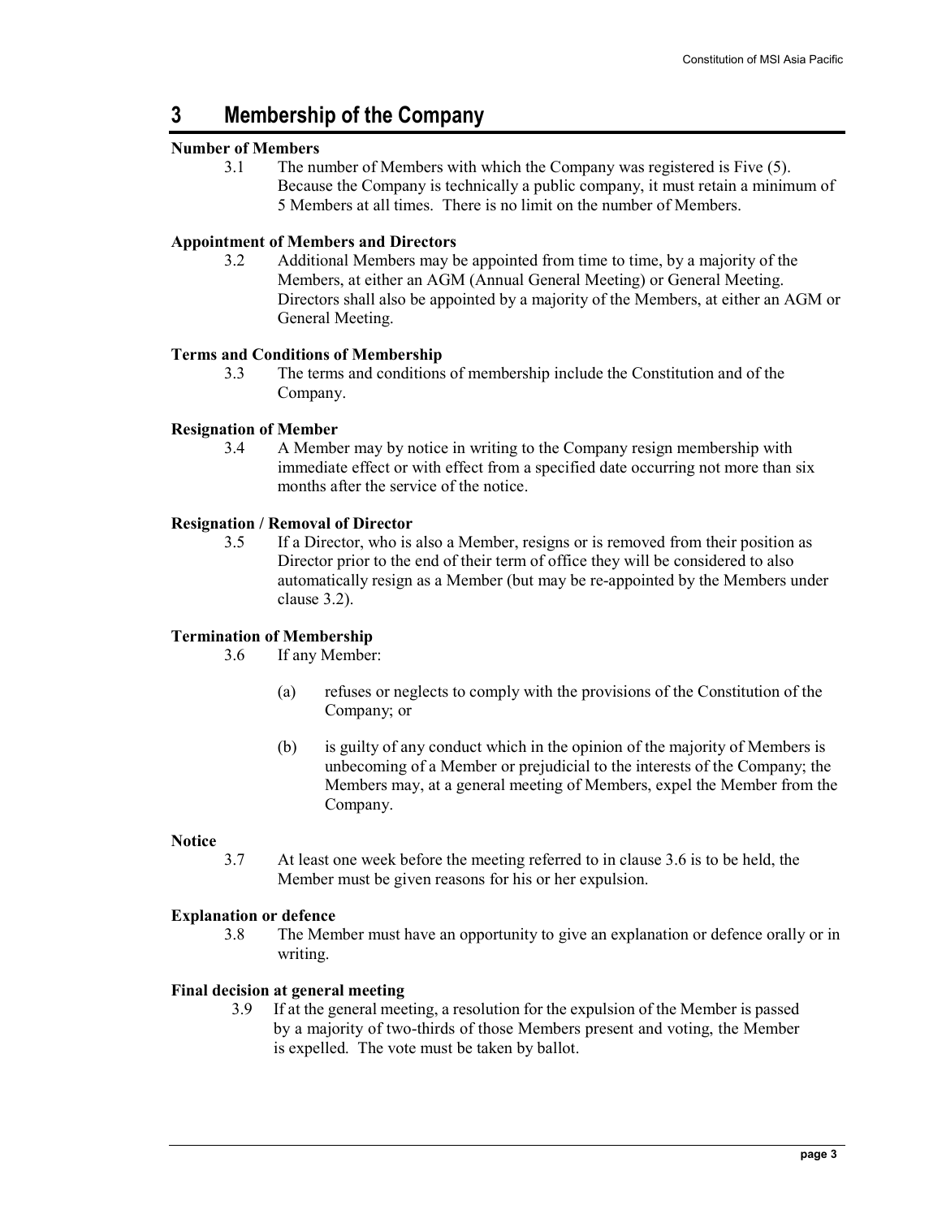# 3 Membership of the Company

**Number of Members**

3.1 The number of Members with which the Company was registered is Five (5). Because the Company is technically a public company, it must retain a minimum of 5 Members at all times. There is no limit on the number of Members.

**Appointment of Members and Directors**

3.2 Additional Members may be appointed from time to time, by a majority of the Members, at either an AGM (Annual General Meeting) or General Meeting. Directors shall also be appointed by a majority of the Members, at either an AGM or General Meeting.

**Terms and Conditions of Membership**

3.3 The terms and conditions of membership include the Constitution and of the Company.

**Resignation of Member**

3.4 A Member may by notice in writing to the Company resign membership with immediate effect or with effect from a specified date occurring not more than six months after the service of the notice.

**Resignation / Removal of Director**

3.5 If a Director, who is also a Member, resigns or is removed from their position as Director prior to the end of their term of office they will be considered to also automatically resign as a Member (but may be re-appointed by the Members under clause 3.2).

**Termination of Membership**

3.6 If any Member:

(a) refuses or neglects to comply with the provisions of the Constitution of the Company; or

(b) is guilty of any conduct which in the opinion of the majority of Members is unbecoming of a Member or prejudicial to the interests of the Company; the Members may, at a general meeting of Members, expel the Member from the Company.

**Notice**

3.7 At least one week before the meeting referred to in clause 3.6 is to be held, the Member must be given reasons for his or her expulsion.

**Explanation or defence**

3.8 The Member must have an opportunity to give an explanation or defence orally or in writing.

**Final decision at general meeting**

3.9 If at the general meeting, a resolution for the expulsion of the Member is passed by a majority of two-thirds of those Members present and voting, the Member is expelled. The vote must be taken by ballot.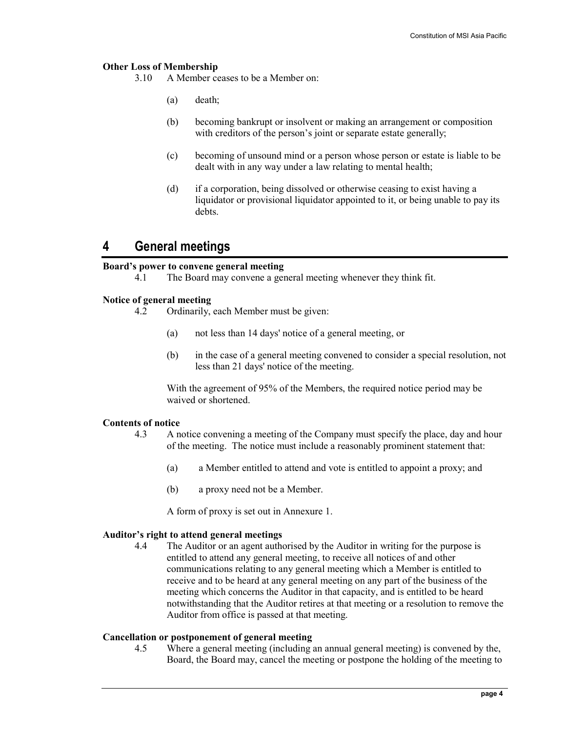**Other Loss of Membership**

3.10 A Member ceases to be a Member on:

(a) death;

(b) becoming bankrupt or insolvent or making an arrangement or composition with creditors of the person's joint or separate estate generally;

(c) becoming of unsound mind or a person whose person or estate is liable to be dealt with in any way under a law relating to mental health;

(d) if a corporation, being dissolved or otherwise ceasing to exist having a liquidator or provisional liquidator appointed to it, or being unable to pay its debts.

# 4 General meetings

**Board's power to convene general meeting**

4.1 The Board may convene a general meeting whenever they think fit.

**Notice of general meeting**

4.2 Ordinarily, each Member must be given:

(a) not less than 14 days' notice of a general meeting, or

(b) in the case of a general meeting convened to consider a special resolution, not less than 21 days' notice of the meeting.

With the agreement of 95% of the Members, the required notice period may be waived or shortened.

**Contents of notice**

4.3 A notice convening a meeting of the Company must specify the place, day and hour of the meeting. The notice must include a reasonably prominent statement that:

(a) a Member entitled to attend and vote is entitled to appoint a proxy; and

(b) a proxy need not be a Member.

A form of proxy is set out in Annexure 1.

**Auditor's right to attend general meetings**

4.4 The Auditor or an agent authorised by the Auditor in writing for the purpose is entitled to attend any general meeting, to receive all notices of and other communications relating to any general meeting which a Member is entitled to receive and to be heard at any general meeting on any part of the business of the meeting which concerns the Auditor in that capacity, and is entitled to be heard notwithstanding that the Auditor retires at that meeting or a resolution to remove the Auditor from office is passed at that meeting.

**Cancellation or postponement of general meeting**

4.5 Where a general meeting (including an annual general meeting) is convened by the, Board, the Board may, cancel the meeting or postpone the holding of the meeting to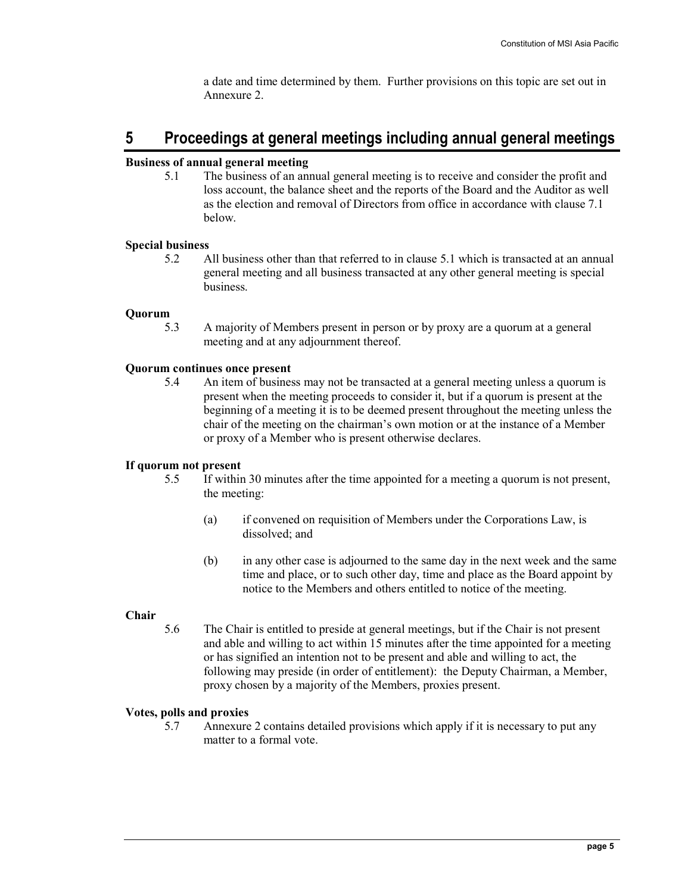a date and time determined by them. Further provisions on this topic are set out in Annexure 2.

## 5 Proceedings at general meetings including annual general meetings

**Business of annual general meeting**

5.1 The business of an annual general meeting is to receive and consider the profit and loss account, the balance sheet and the reports of the Board and the Auditor as well as the election and removal of Directors from office in accordance with clause 7.1 below.

**Special business**

5.2 All business other than that referred to in clause 5.1 which is transacted at an annual general meeting and all business transacted at any other general meeting is special business.

**Quorum**

5.3 A majority of Members present in person or by proxy are a quorum at a general meeting and at any adjournment thereof.

**Quorum continues once present**

5.4 An item of business may not be transacted at a general meeting unless a quorum is present when the meeting proceeds to consider it, but if a quorum is present at the beginning of a meeting it is to be deemed present throughout the meeting unless the chair of the meeting on the chairman's own motion or at the instance of a Member or proxy of a Member who is present otherwise declares.

**If quorum not present**

5.5 If within 30 minutes after the time appointed for a meeting a quorum is not present, the meeting:

(a) if convened on requisition of Members under the Corporations Law, is dissolved; and

(b) in any other case is adjourned to the same day in the next week and the same time and place, or to such other day, time and place as the Board appoint by notice to the Members and others entitled to notice of the meeting.

**Chair**

5.6 The Chair is entitled to preside at general meetings, but if the Chair is not present and able and willing to act within 15 minutes after the time appointed for a meeting or has signified an intention not to be present and able and willing to act, the following may preside (in order of entitlement): the Deputy Chairman, a Member, proxy chosen by a majority of the Members, proxies present.

**Votes, polls and proxies**

5.7 Annexure 2 contains detailed provisions which apply if it is necessary to put any matter to a formal vote.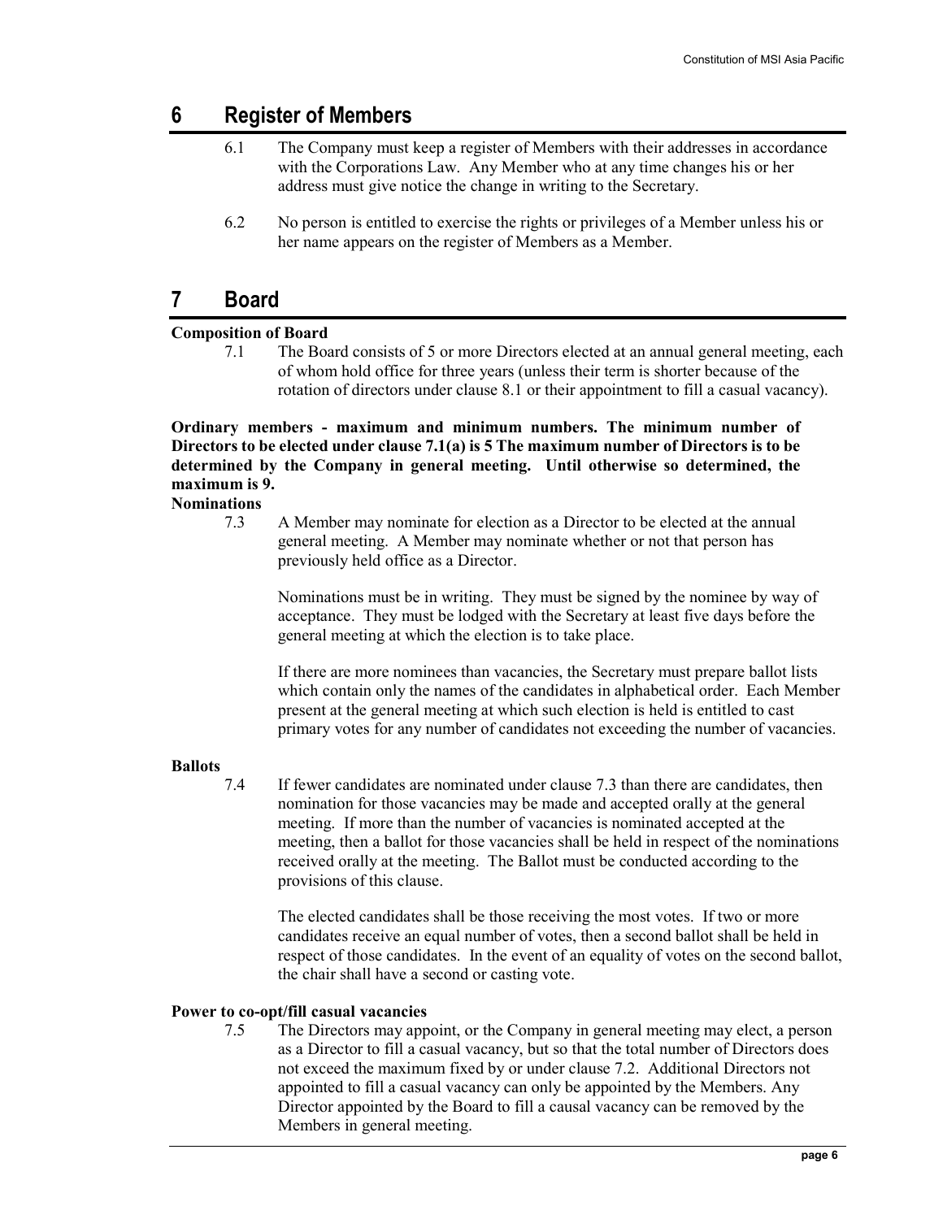# 6 Register of Members

6.1 The Company must keep a register of Members with their addresses in accordance with the Corporations Law. Any Member who at any time changes his or her address must give notice the change in writing to the Secretary.

6.2 No person is entitled to exercise the rights or privileges of a Member unless his or her name appears on the register of Members as a Member.

# 7 Board

**Composition of Board**

7.1 The Board consists of 5 or more Directors elected at an annual general meeting, each of whom hold office for three years (unless their term is shorter because of the rotation of directors under clause 8.1 or their appointment to fill a casual vacancy).

**Ordinary members - maximum and minimum numbers. The minimum number of Directors to be elected under clause 7.1(a) is 5 The maximum number of Directors is to be determined by the Company in general meeting. Until otherwise so determined, the maximum is 9.**

**Nominations**

7.3 A Member may nominate for election as a Director to be elected at the annual general meeting. A Member may nominate whether or not that person has previously held office as a Director.

Nominations must be in writing. They must be signed by the nominee by way of acceptance. They must be lodged with the Secretary at least five days before the general meeting at which the election is to take place.

If there are more nominees than vacancies, the Secretary must prepare ballot lists which contain only the names of the candidates in alphabetical order. Each Member present at the general meeting at which such election is held is entitled to cast primary votes for any number of candidates not exceeding the number of vacancies.

**Ballots**

7.4 If fewer candidates are nominated under clause 7.3 than there are candidates, then nomination for those vacancies may be made and accepted orally at the general meeting. If more than the number of vacancies is nominated accepted at the meeting, then a ballot for those vacancies shall be held in respect of the nominations received orally at the meeting. The Ballot must be conducted according to the provisions of this clause.

The elected candidates shall be those receiving the most votes. If two or more candidates receive an equal number of votes, then a second ballot shall be held in respect of those candidates. In the event of an equality of votes on the second ballot, the chair shall have a second or casting vote.

**Power to co-opt/fill casual vacancies**

7.5 The Directors may appoint, or the Company in general meeting may elect, a person as a Director to fill a casual vacancy, but so that the total number of Directors does not exceed the maximum fixed by or under clause 7.2. Additional Directors not appointed to fill a casual vacancy can only be appointed by the Members. Any Director appointed by the Board to fill a causal vacancy can be removed by the Members in general meeting.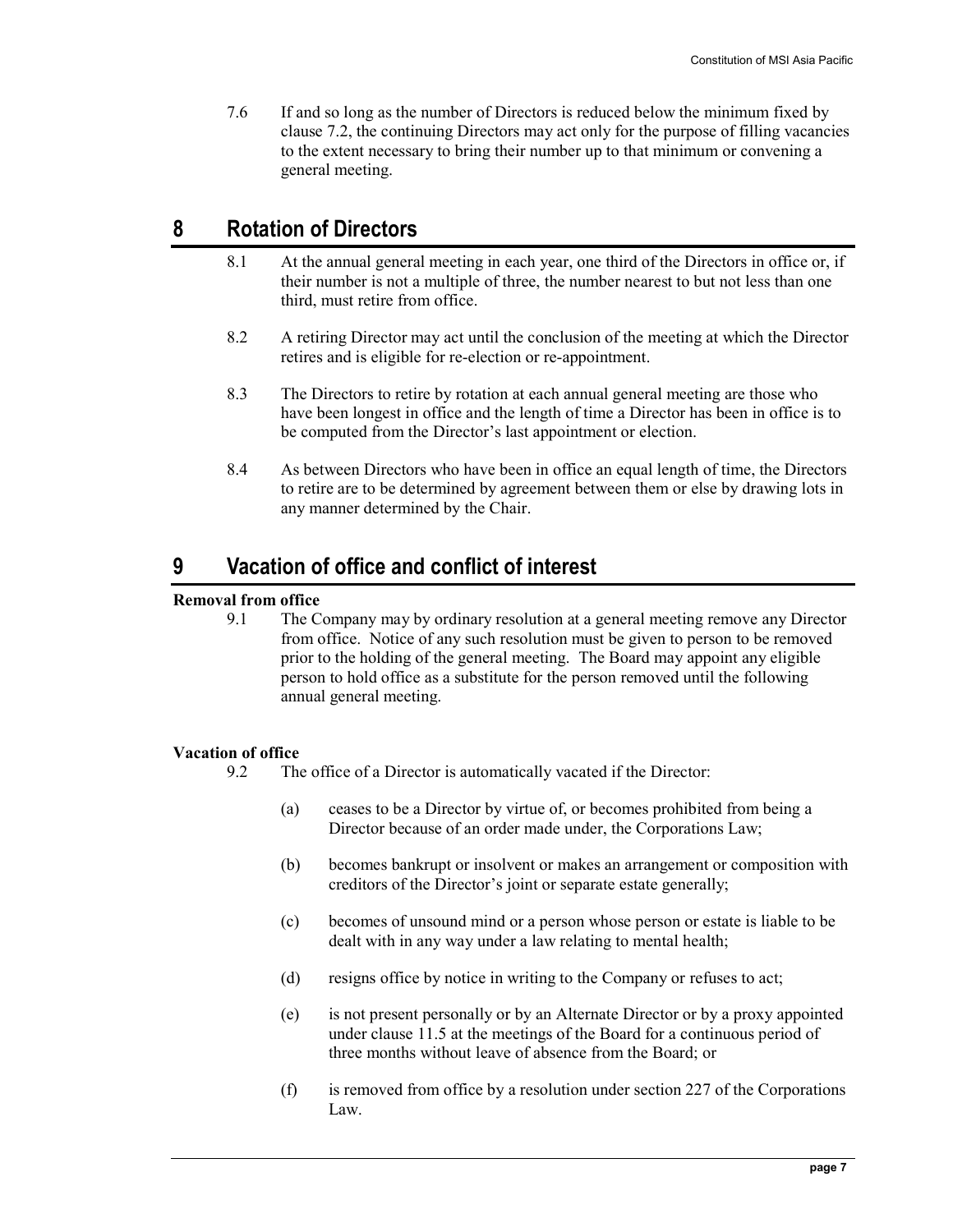7.6 If and so long as the number of Directors is reduced below the minimum fixed by clause 7.2, the continuing Directors may act only for the purpose of filling vacancies to the extent necessary to bring their number up to that minimum or convening a general meeting.

# 8 Rotation of Directors

8.1 At the annual general meeting in each year, one third of the Directors in office or, if their number is not a multiple of three, the number nearest to but not less than one third, must retire from office.

8.2 A retiring Director may act until the conclusion of the meeting at which the Director retires and is eligible for re-election or re-appointment.

8.3 The Directors to retire by rotation at each annual general meeting are those who have been longest in office and the length of time a Director has been in office is to be computed from the Director's last appointment or election.

8.4 As between Directors who have been in office an equal length of time, the Directors to retire are to be determined by agreement between them or else by drawing lots in any manner determined by the Chair.

# 9 Vacation of office and conflict of interest

**Removal from office**

9.1 The Company may by ordinary resolution at a general meeting remove any Director from office. Notice of any such resolution must be given to person to be removed prior to the holding of the general meeting. The Board may appoint any eligible person to hold office as a substitute for the person removed until the following annual general meeting.

**Vacation of office**

9.2 The office of a Director is automatically vacated if the Director:

(a) ceases to be a Director by virtue of, or becomes prohibited from being a Director because of an order made under, the Corporations Law;

(b) becomes bankrupt or insolvent or makes an arrangement or composition with creditors of the Director's joint or separate estate generally;

(c) becomes of unsound mind or a person whose person or estate is liable to be dealt with in any way under a law relating to mental health;

(d) resigns office by notice in writing to the Company or refuses to act;

(e) is not present personally or by an Alternate Director or by a proxy appointed under clause 11.5 at the meetings of the Board for a continuous period of three months without leave of absence from the Board; or

(f) is removed from office by a resolution under section 227 of the Corporations Law.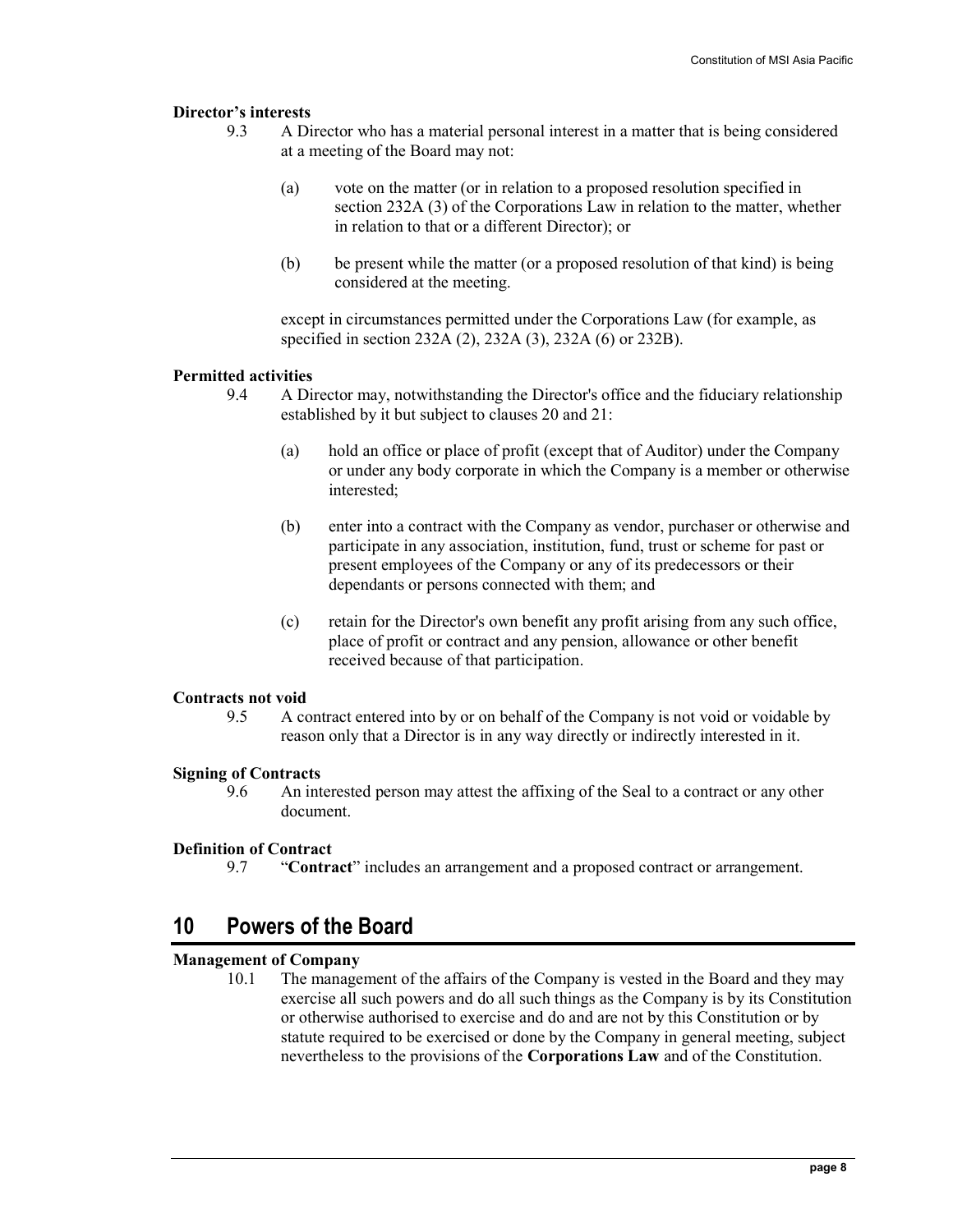**Director's interests**

9.3 A Director who has a material personal interest in a matter that is being considered at a meeting of the Board may not:

(a) vote on the matter (or in relation to a proposed resolution specified in section 232A (3) of the Corporations Law in relation to the matter, whether in relation to that or a different Director); or

(b) be present while the matter (or a proposed resolution of that kind) is being considered at the meeting.

except in circumstances permitted under the Corporations Law (for example, as specified in section 232A (2), 232A (3), 232A (6) or 232B).

**Permitted activities**

9.4 A Director may, notwithstanding the Director's office and the fiduciary relationship established by it but subject to clauses 20 and 21:

(a) hold an office or place of profit (except that of Auditor) under the Company or under any body corporate in which the Company is a member or otherwise interested;

(b) enter into a contract with the Company as vendor, purchaser or otherwise and participate in any association, institution, fund, trust or scheme for past or present employees of the Company or any of its predecessors or their dependants or persons connected with them; and

(c) retain for the Director's own benefit any profit arising from any such office, place of profit or contract and any pension, allowance or other benefit received because of that participation.

**Contracts not void**

9.5 A contract entered into by or on behalf of the Company is not void or voidable by reason only that a Director is in any way directly or indirectly interested in it.

**Signing of Contracts**

9.6 An interested person may attest the affixing of the Seal to a contract or any other document.

**Definition of Contract**

9.7 "**Contract**" includes an arrangement and a proposed contract or arrangement.

## 10 Powers of the Board

**Management of Company**

10.1 The management of the affairs of the Company is vested in the Board and they may exercise all such powers and do all such things as the Company is by its Constitution or otherwise authorised to exercise and do and are not by this Constitution or by statute required to be exercised or done by the Company in general meeting, subject nevertheless to the provisions of the **Corporations Law** and of the Constitution.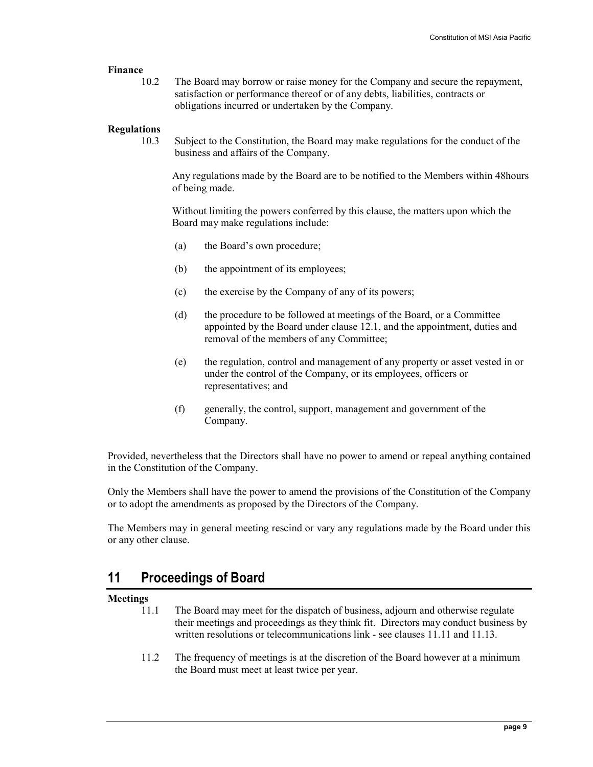**Finance**

10.2 The Board may borrow or raise money for the Company and secure the repayment, satisfaction or performance thereof or of any debts, liabilities, contracts or obligations incurred or undertaken by the Company.

**Regulations**

10.3 Subject to the Constitution, the Board may make regulations for the conduct of the business and affairs of the Company.

Any regulations made by the Board are to be notified to the Members within 48hours of being made.

Without limiting the powers conferred by this clause, the matters upon which the Board may make regulations include:

(a) the Board's own procedure;

(b) the appointment of its employees;

(c) the exercise by the Company of any of its powers;

(d) the procedure to be followed at meetings of the Board, or a Committee appointed by the Board under clause 12.1, and the appointment, duties and removal of the members of any Committee;

(e) the regulation, control and management of any property or asset vested in or under the control of the Company, or its employees, officers or representatives; and

(f) generally, the control, support, management and government of the Company.

Provided, nevertheless that the Directors shall have no power to amend or repeal anything contained in the Constitution of the Company.

Only the Members shall have the power to amend the provisions of the Constitution of the Company or to adopt the amendments as proposed by the Directors of the Company.

The Members may in general meeting rescind or vary any regulations made by the Board under this or any other clause.

## 11 Proceedings of Board

**Meetings**

11.1 The Board may meet for the dispatch of business, adjourn and otherwise regulate their meetings and proceedings as they think fit. Directors may conduct business by written resolutions or telecommunications link - see clauses 11.11 and 11.13.

11.2 The frequency of meetings is at the discretion of the Board however at a minimum the Board must meet at least twice per year.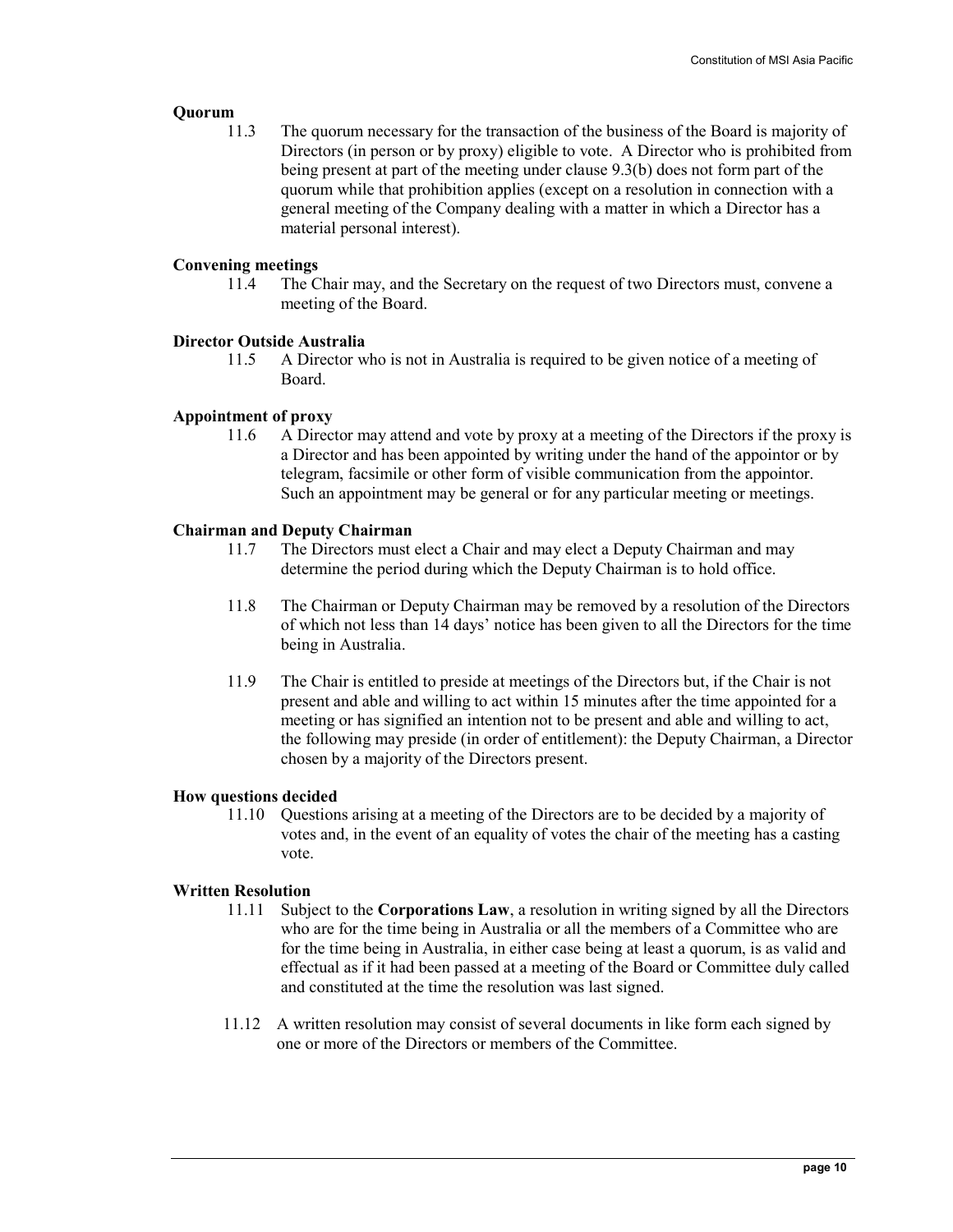**Quorum**

11.3 The quorum necessary for the transaction of the business of the Board is majority of Directors (in person or by proxy) eligible to vote. A Director who is prohibited from being present at part of the meeting under clause 9.3(b) does not form part of the quorum while that prohibition applies (except on a resolution in connection with a general meeting of the Company dealing with a matter in which a Director has a material personal interest).

**Convening meetings**

11.4 The Chair may, and the Secretary on the request of two Directors must, convene a meeting of the Board.

**Director Outside Australia**

11.5 A Director who is not in Australia is required to be given notice of a meeting of Board.

**Appointment of proxy**

11.6 A Director may attend and vote by proxy at a meeting of the Directors if the proxy is a Director and has been appointed by writing under the hand of the appointor or by telegram, facsimile or other form of visible communication from the appointor. Such an appointment may be general or for any particular meeting or meetings.

**Chairman and Deputy Chairman**

11.7 The Directors must elect a Chair and may elect a Deputy Chairman and may determine the period during which the Deputy Chairman is to hold office.

11.8 The Chairman or Deputy Chairman may be removed by a resolution of the Directors of which not less than 14 days' notice has been given to all the Directors for the time being in Australia.

11.9 The Chair is entitled to preside at meetings of the Directors but, if the Chair is not present and able and willing to act within 15 minutes after the time appointed for a meeting or has signified an intention not to be present and able and willing to act, the following may preside (in order of entitlement): the Deputy Chairman, a Director chosen by a majority of the Directors present.

**How questions decided**

11.10 Questions arising at a meeting of the Directors are to be decided by a majority of votes and, in the event of an equality of votes the chair of the meeting has a casting vote.

**Written Resolution**

11.11 Subject to the **Corporations Law**, a resolution in writing signed by all the Directors who are for the time being in Australia or all the members of a Committee who are for the time being in Australia, in either case being at least a quorum, is as valid and effectual as if it had been passed at a meeting of the Board or Committee duly called and constituted at the time the resolution was last signed.

11.12 A written resolution may consist of several documents in like form each signed by one or more of the Directors or members of the Committee.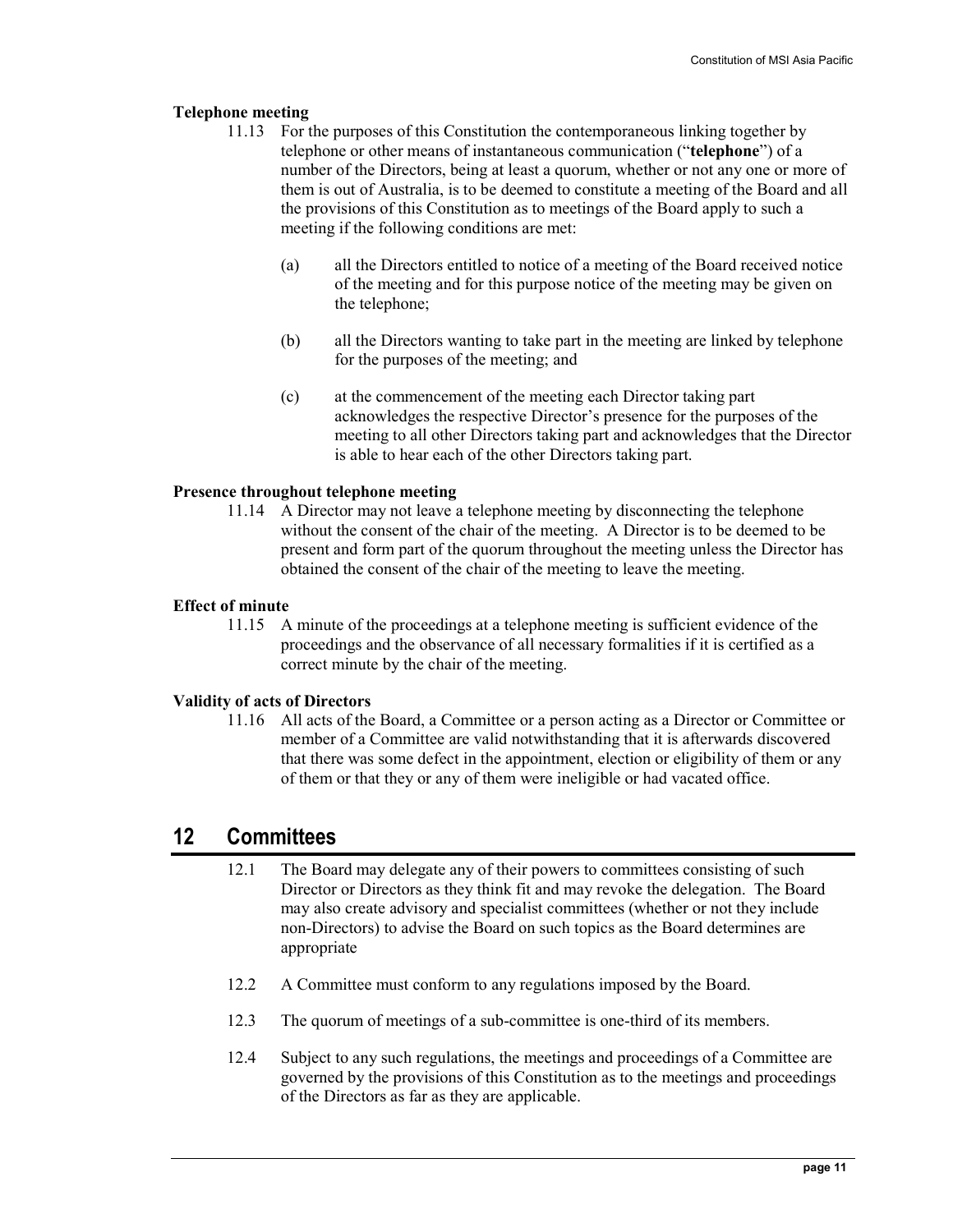**Telephone meeting**

11.13 For the purposes of this Constitution the contemporaneous linking together by telephone or other means of instantaneous communication ("**telephone**") of a number of the Directors, being at least a quorum, whether or not any one or more of them is out of Australia, is to be deemed to constitute a meeting of the Board and all the provisions of this Constitution as to meetings of the Board apply to such a meeting if the following conditions are met:

(a) all the Directors entitled to notice of a meeting of the Board received notice of the meeting and for this purpose notice of the meeting may be given on the telephone;

(b) all the Directors wanting to take part in the meeting are linked by telephone for the purposes of the meeting; and

(c) at the commencement of the meeting each Director taking part acknowledges the respective Director's presence for the purposes of the meeting to all other Directors taking part and acknowledges that the Director is able to hear each of the other Directors taking part.

**Presence throughout telephone meeting**

11.14 A Director may not leave a telephone meeting by disconnecting the telephone without the consent of the chair of the meeting. A Director is to be deemed to be present and form part of the quorum throughout the meeting unless the Director has obtained the consent of the chair of the meeting to leave the meeting.

**Effect of minute**

11.15 A minute of the proceedings at a telephone meeting is sufficient evidence of the proceedings and the observance of all necessary formalities if it is certified as a correct minute by the chair of the meeting.

**Validity of acts of Directors**

11.16 All acts of the Board, a Committee or a person acting as a Director or Committee or member of a Committee are valid notwithstanding that it is afterwards discovered that there was some defect in the appointment, election or eligibility of them or any of them or that they or any of them were ineligible or had vacated office.

## 12 Committees

12.1 The Board may delegate any of their powers to committees consisting of such Director or Directors as they think fit and may revoke the delegation. The Board may also create advisory and specialist committees (whether or not they include non-Directors) to advise the Board on such topics as the Board determines are appropriate

12.2 A Committee must conform to any regulations imposed by the Board.

12.3 The quorum of meetings of a sub-committee is one-third of its members.

12.4 Subject to any such regulations, the meetings and proceedings of a Committee are governed by the provisions of this Constitution as to the meetings and proceedings of the Directors as far as they are applicable.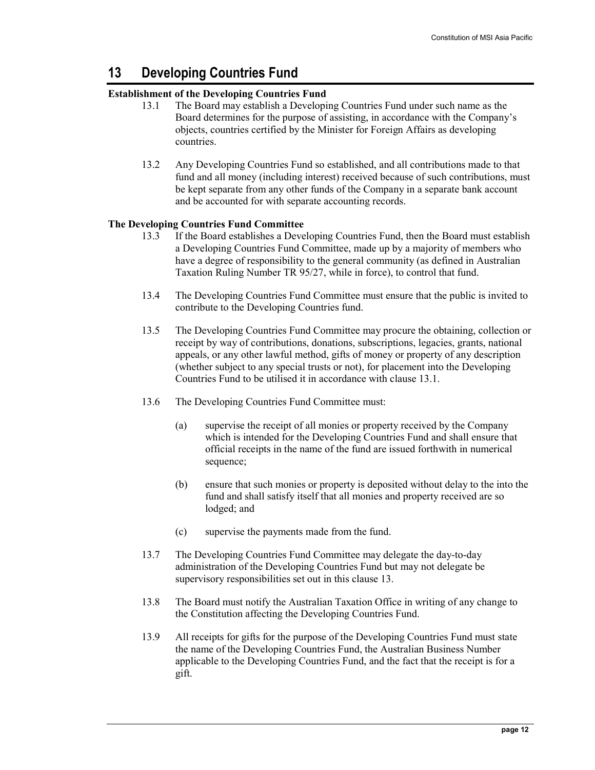# 13 Developing Countries Fund

**Establishment of the Developing Countries Fund**

13.1 The Board may establish a Developing Countries Fund under such name as the Board determines for the purpose of assisting, in accordance with the Company's objects, countries certified by the Minister for Foreign Affairs as developing countries.

13.2 Any Developing Countries Fund so established, and all contributions made to that fund and all money (including interest) received because of such contributions, must be kept separate from any other funds of the Company in a separate bank account and be accounted for with separate accounting records.

**The Developing Countries Fund Committee**

13.3 If the Board establishes a Developing Countries Fund, then the Board must establish a Developing Countries Fund Committee, made up by a majority of members who have a degree of responsibility to the general community (as defined in Australian Taxation Ruling Number TR 95/27, while in force), to control that fund.

13.4 The Developing Countries Fund Committee must ensure that the public is invited to contribute to the Developing Countries fund.

13.5 The Developing Countries Fund Committee may procure the obtaining, collection or receipt by way of contributions, donations, subscriptions, legacies, grants, national appeals, or any other lawful method, gifts of money or property of any description (whether subject to any special trusts or not), for placement into the Developing Countries Fund to be utilised it in accordance with clause 13.1.

13.6 The Developing Countries Fund Committee must:

(a) supervise the receipt of all monies or property received by the Company which is intended for the Developing Countries Fund and shall ensure that official receipts in the name of the fund are issued forthwith in numerical sequence;

(b) ensure that such monies or property is deposited without delay to the into the fund and shall satisfy itself that all monies and property received are so lodged; and

(c) supervise the payments made from the fund.

13.7 The Developing Countries Fund Committee may delegate the day-to-day administration of the Developing Countries Fund but may not delegate be supervisory responsibilities set out in this clause 13.

13.8 The Board must notify the Australian Taxation Office in writing of any change to the Constitution affecting the Developing Countries Fund.

13.9 All receipts for gifts for the purpose of the Developing Countries Fund must state the name of the Developing Countries Fund, the Australian Business Number applicable to the Developing Countries Fund, and the fact that the receipt is for a gift.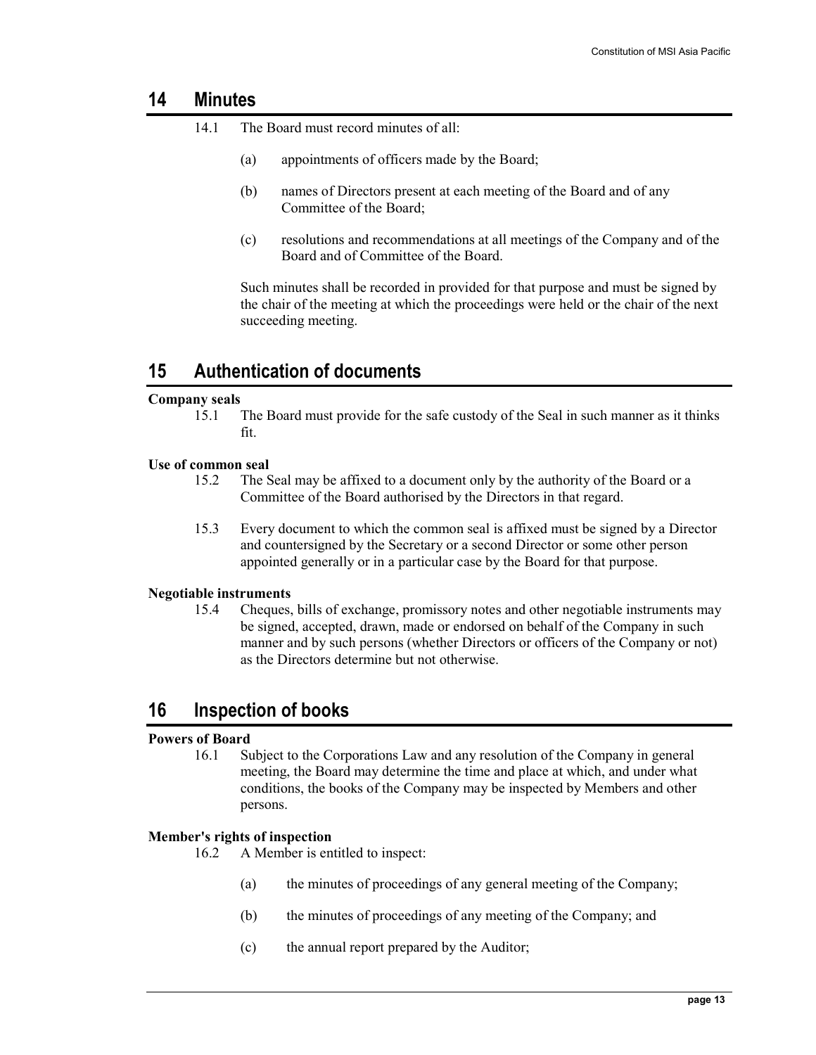## 14 Minutes

14.1 The Board must record minutes of all:

(a) appointments of officers made by the Board;

(b) names of Directors present at each meeting of the Board and of any Committee of the Board;

(c) resolutions and recommendations at all meetings of the Company and of the Board and of Committee of the Board.

Such minutes shall be recorded in provided for that purpose and must be signed by the chair of the meeting at which the proceedings were held or the chair of the next succeeding meeting.

## 15 Authentication of documents

**Company seals**

15.1 The Board must provide for the safe custody of the Seal in such manner as it thinks fit.

**Use of common seal**

15.2 The Seal may be affixed to a document only by the authority of the Board or a Committee of the Board authorised by the Directors in that regard.

15.3 Every document to which the common seal is affixed must be signed by a Director and countersigned by the Secretary or a second Director or some other person appointed generally or in a particular case by the Board for that purpose.

**Negotiable instruments**

15.4 Cheques, bills of exchange, promissory notes and other negotiable instruments may be signed, accepted, drawn, made or endorsed on behalf of the Company in such manner and by such persons (whether Directors or officers of the Company or not) as the Directors determine but not otherwise.

## 16 Inspection of books

**Powers of Board**

16.1 Subject to the Corporations Law and any resolution of the Company in general meeting, the Board may determine the time and place at which, and under what conditions, the books of the Company may be inspected by Members and other persons.

**Member's rights of inspection**

16.2 A Member is entitled to inspect:

(a) the minutes of proceedings of any general meeting of the Company;

(b) the minutes of proceedings of any meeting of the Company; and

(c) the annual report prepared by the Auditor;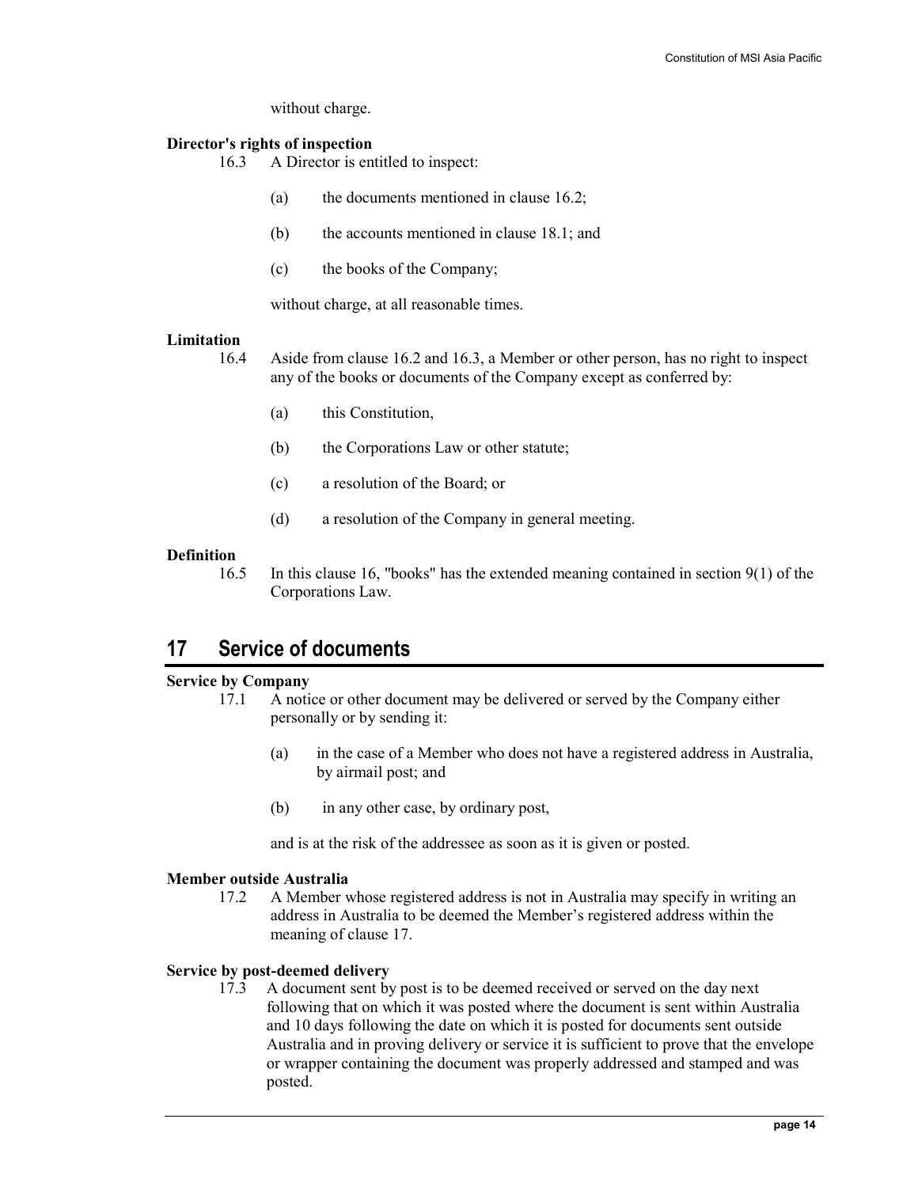without charge.

**Director's rights of inspection**

16.3 A Director is entitled to inspect:

(a) the documents mentioned in clause 16.2;

(b) the accounts mentioned in clause 18.1; and

(c) the books of the Company;

without charge, at all reasonable times.

**Limitation**

16.4 Aside from clause 16.2 and 16.3, a Member or other person, has no right to inspect any of the books or documents of the Company except as conferred by:

(a) this Constitution,

(b) the Corporations Law or other statute;

(c) a resolution of the Board; or

(d) a resolution of the Company in general meeting.

**Definition**

16.5 In this clause 16, "books" has the extended meaning contained in section 9(1) of the Corporations Law.

# 17 Service of documents

**Service by Company**

17.1 A notice or other document may be delivered or served by the Company either personally or by sending it:

(a) in the case of a Member who does not have a registered address in Australia, by airmail post; and

(b) in any other case, by ordinary post,

and is at the risk of the addressee as soon as it is given or posted.

**Member outside Australia**

17.2 A Member whose registered address is not in Australia may specify in writing an address in Australia to be deemed the Member's registered address within the meaning of clause 17.

**Service by post-deemed delivery**

17.3 A document sent by post is to be deemed received or served on the day next following that on which it was posted where the document is sent within Australia and 10 days following the date on which it is posted for documents sent outside Australia and in proving delivery or service it is sufficient to prove that the envelope or wrapper containing the document was properly addressed and stamped and was posted.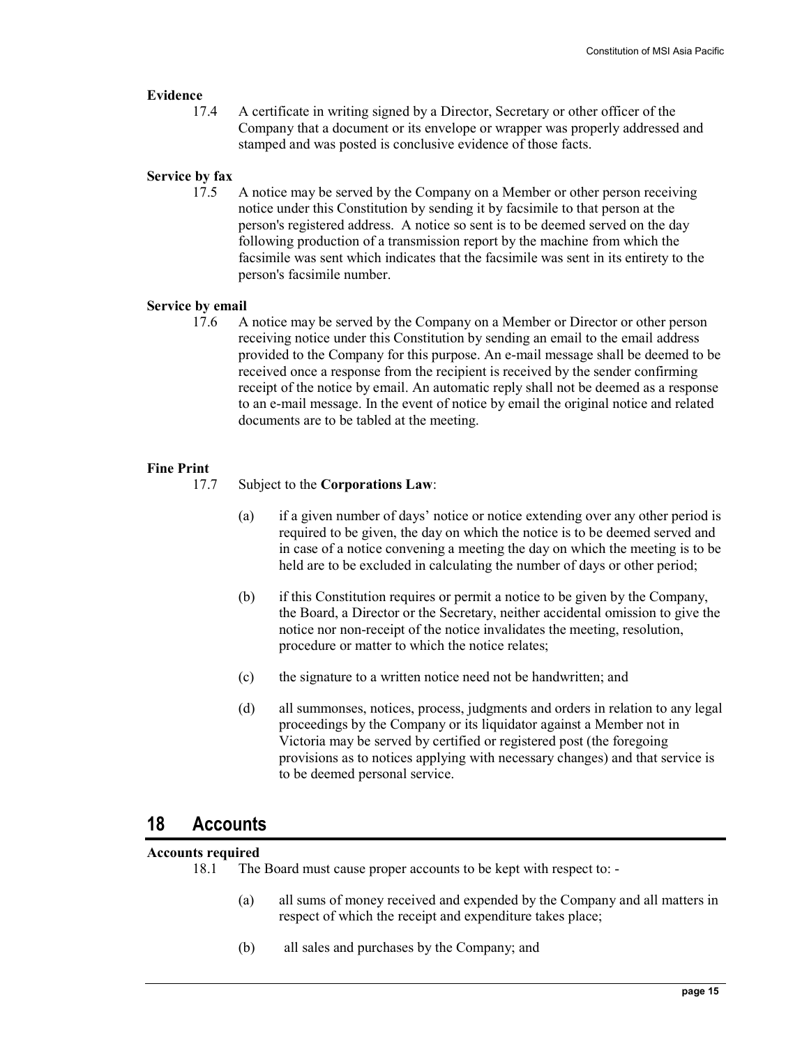**Evidence**

17.4 A certificate in writing signed by a Director, Secretary or other officer of the Company that a document or its envelope or wrapper was properly addressed and stamped and was posted is conclusive evidence of those facts.

**Service by fax**

17.5 A notice may be served by the Company on a Member or other person receiving notice under this Constitution by sending it by facsimile to that person at the person's registered address. A notice so sent is to be deemed served on the day following production of a transmission report by the machine from which the facsimile was sent which indicates that the facsimile was sent in its entirety to the person's facsimile number.

**Service by email**

17.6 A notice may be served by the Company on a Member or Director or other person receiving notice under this Constitution by sending an email to the email address provided to the Company for this purpose. An e-mail message shall be deemed to be received once a response from the recipient is received by the sender confirming receipt of the notice by email. An automatic reply shall not be deemed as a response to an e-mail message. In the event of notice by email the original notice and related documents are to be tabled at the meeting.

**Fine Print**

17.7 Subject to the **Corporations Law**:

(a) if a given number of days' notice or notice extending over any other period is required to be given, the day on which the notice is to be deemed served and in case of a notice convening a meeting the day on which the meeting is to be held are to be excluded in calculating the number of days or other period;

(b) if this Constitution requires or permit a notice to be given by the Company, the Board, a Director or the Secretary, neither accidental omission to give the notice nor non-receipt of the notice invalidates the meeting, resolution, procedure or matter to which the notice relates;

(c) the signature to a written notice need not be handwritten; and

(d) all summonses, notices, process, judgments and orders in relation to any legal proceedings by the Company or its liquidator against a Member not in Victoria may be served by certified or registered post (the foregoing provisions as to notices applying with necessary changes) and that service is to be deemed personal service.

## 18 Accounts

**Accounts required**

18.1 The Board must cause proper accounts to be kept with respect to: -

(a) all sums of money received and expended by the Company and all matters in respect of which the receipt and expenditure takes place;

(b) all sales and purchases by the Company; and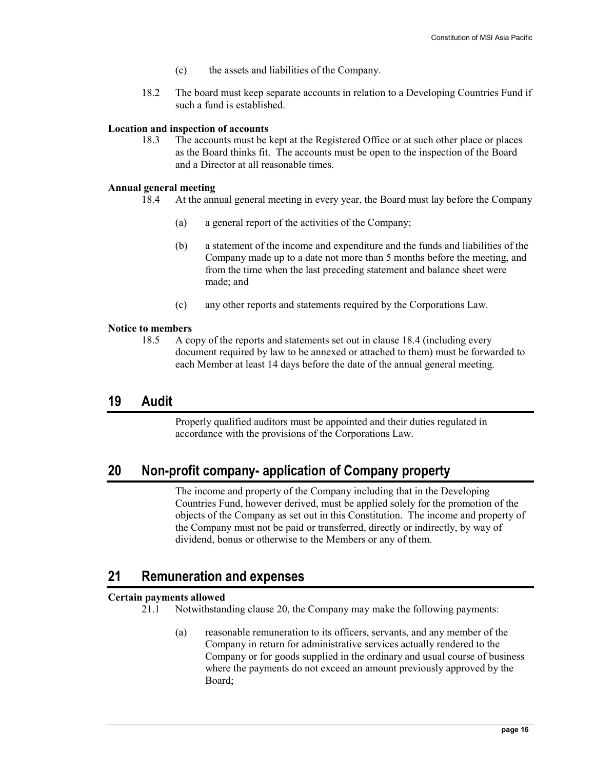(c) the assets and liabilities of the Company.

18.2 The board must keep separate accounts in relation to a Developing Countries Fund if such a fund is established.

**Location and inspection of accounts**

18.3 The accounts must be kept at the Registered Office or at such other place or places as the Board thinks fit. The accounts must be open to the inspection of the Board and a Director at all reasonable times.

**Annual general meeting**

18.4 At the annual general meeting in every year, the Board must lay before the Company

(a) a general report of the activities of the Company;

(b) a statement of the income and expenditure and the funds and liabilities of the Company made up to a date not more than 5 months before the meeting, and from the time when the last preceding statement and balance sheet were made; and

(c) any other reports and statements required by the Corporations Law.

**Notice to members**

18.5 A copy of the reports and statements set out in clause 18.4 (including every document required by law to be annexed or attached to them) must be forwarded to each Member at least 14 days before the date of the annual general meeting.

## 19 Audit

Properly qualified auditors must be appointed and their duties regulated in accordance with the provisions of the Corporations Law.

## 20 Non-profit company- application of Company property

The income and property of the Company including that in the Developing Countries Fund, however derived, must be applied solely for the promotion of the objects of the Company as set out in this Constitution. The income and property of the Company must not be paid or transferred, directly or indirectly, by way of dividend, bonus or otherwise to the Members or any of them.

## 21 Remuneration and expenses

**Certain payments allowed**

21.1 Notwithstanding clause 20, the Company may make the following payments:

(a) reasonable remuneration to its officers, servants, and any member of the Company in return for administrative services actually rendered to the Company or for goods supplied in the ordinary and usual course of business where the payments do not exceed an amount previously approved by the Board;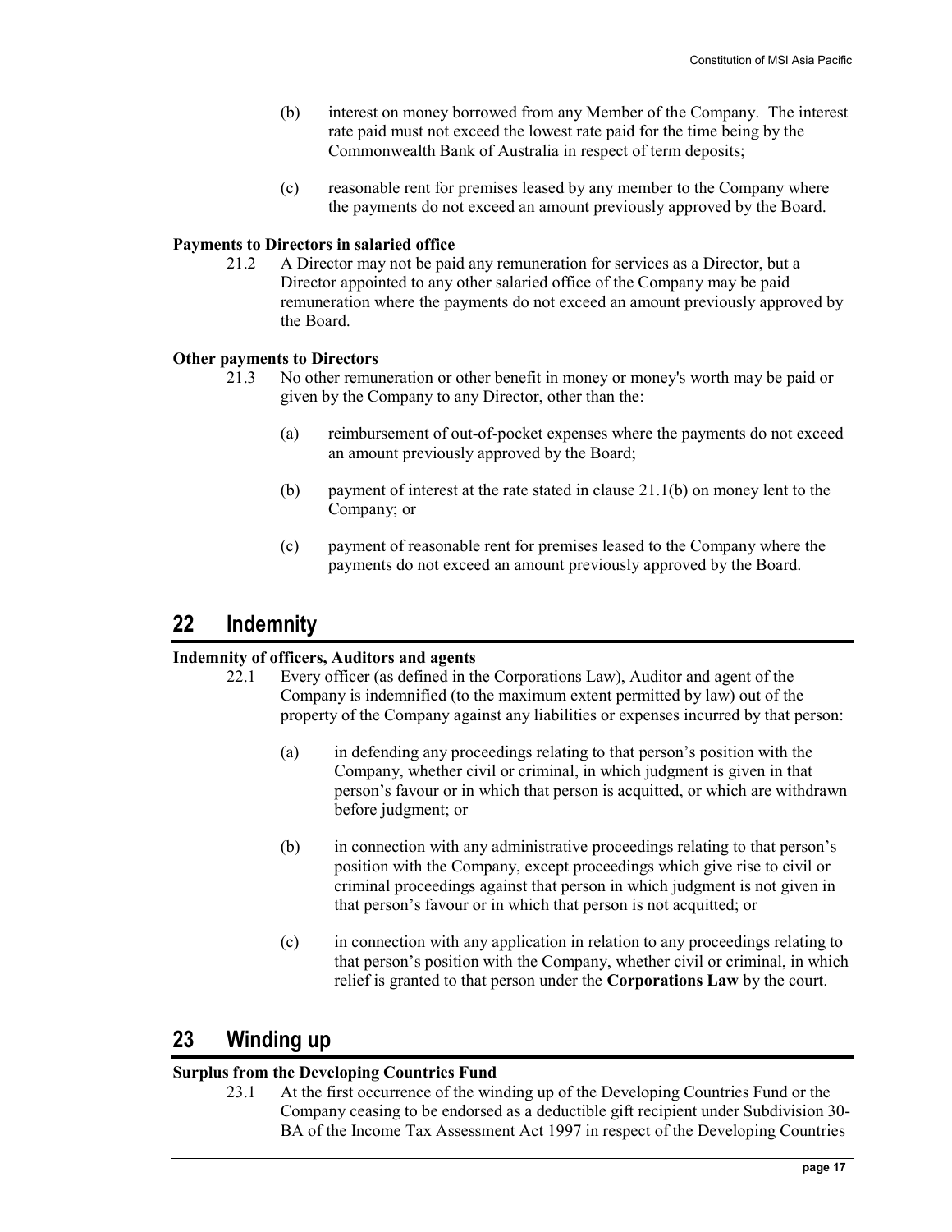(b) interest on money borrowed from any Member of the Company. The interest rate paid must not exceed the lowest rate paid for the time being by the Commonwealth Bank of Australia in respect of term deposits;

(c) reasonable rent for premises leased by any member to the Company where the payments do not exceed an amount previously approved by the Board.

**Payments to Directors in salaried office**

21.2 A Director may not be paid any remuneration for services as a Director, but a Director appointed to any other salaried office of the Company may be paid remuneration where the payments do not exceed an amount previously approved by the Board.

**Other payments to Directors**

21.3 No other remuneration or other benefit in money or money's worth may be paid or given by the Company to any Director, other than the:

(a) reimbursement of out-of-pocket expenses where the payments do not exceed an amount previously approved by the Board;

(b) payment of interest at the rate stated in clause 21.1(b) on money lent to the Company; or

(c) payment of reasonable rent for premises leased to the Company where the payments do not exceed an amount previously approved by the Board.

# 22 Indemnity

**Indemnity of officers, Auditors and agents**

22.1 Every officer (as defined in the Corporations Law), Auditor and agent of the Company is indemnified (to the maximum extent permitted by law) out of the property of the Company against any liabilities or expenses incurred by that person:

(a) in defending any proceedings relating to that person's position with the Company, whether civil or criminal, in which judgment is given in that person's favour or in which that person is acquitted, or which are withdrawn before judgment; or

(b) in connection with any administrative proceedings relating to that person's position with the Company, except proceedings which give rise to civil or criminal proceedings against that person in which judgment is not given in that person's favour or in which that person is not acquitted; or

(c) in connection with any application in relation to any proceedings relating to that person's position with the Company, whether civil or criminal, in which relief is granted to that person under the **Corporations Law** by the court.

# 23 Winding up

**Surplus from the Developing Countries Fund**

23.1 At the first occurrence of the winding up of the Developing Countries Fund or the Company ceasing to be endorsed as a deductible gift recipient under Subdivision 30-BA of the Income Tax Assessment Act 1997 in respect of the Developing Countries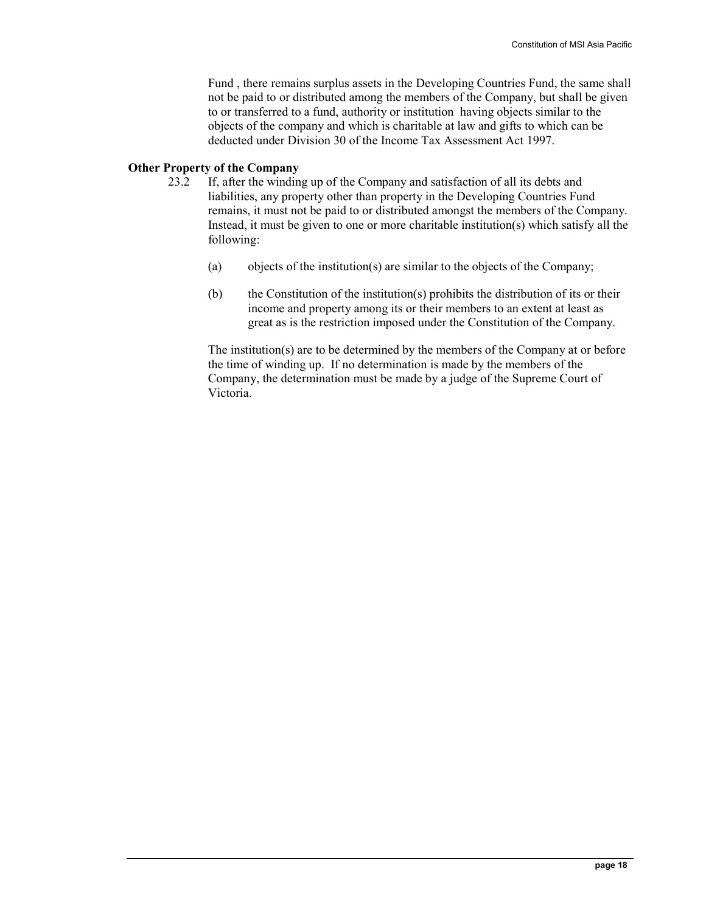Fund , there remains surplus assets in the Developing Countries Fund, the same shall not be paid to or distributed among the members of the Company, but shall be given to or transferred to a fund, authority or institution having objects similar to the objects of the company and which is charitable at law and gifts to which can be deducted under Division 30 of the Income Tax Assessment Act 1997.

**Other Property of the Company**

23.2 If, after the winding up of the Company and satisfaction of all its debts and liabilities, any property other than property in the Developing Countries Fund remains, it must not be paid to or distributed amongst the members of the Company. Instead, it must be given to one or more charitable institution(s) which satisfy all the following:

(a) objects of the institution(s) are similar to the objects of the Company;

(b) the Constitution of the institution(s) prohibits the distribution of its or their income and property among its or their members to an extent at least as great as is the restriction imposed under the Constitution of the Company.

The institution(s) are to be determined by the members of the Company at or before the time of winding up. If no determination is made by the members of the Company, the determination must be made by a judge of the Supreme Court of Victoria.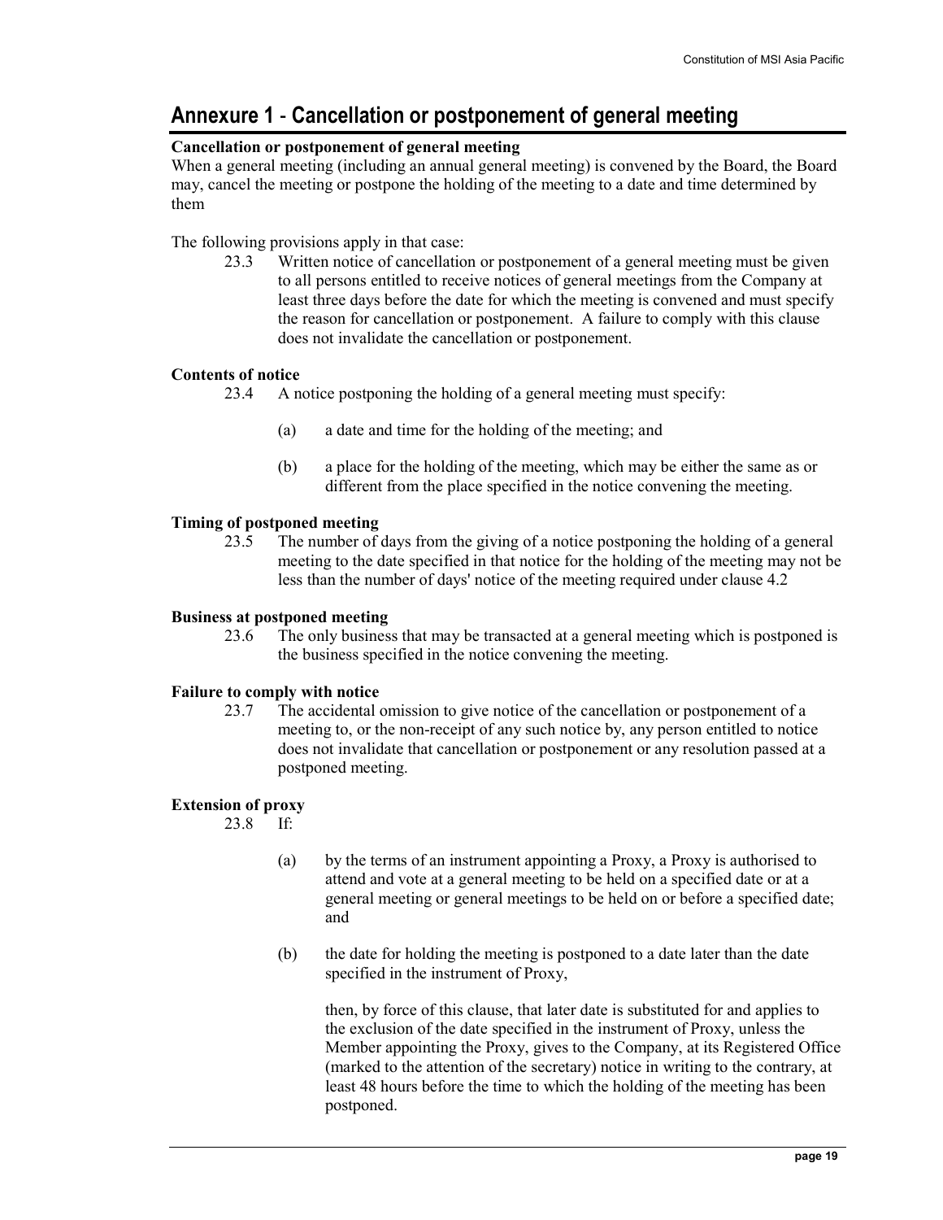# Annexure 1 - Cancellation or postponement of general meeting

**Cancellation or postponement of general meeting**

When a general meeting (including an annual general meeting) is convened by the Board, the Board may, cancel the meeting or postpone the holding of the meeting to a date and time determined by them

The following provisions apply in that case:

23.3 Written notice of cancellation or postponement of a general meeting must be given to all persons entitled to receive notices of general meetings from the Company at least three days before the date for which the meeting is convened and must specify the reason for cancellation or postponement. A failure to comply with this clause does not invalidate the cancellation or postponement.

**Contents of notice**

23.4 A notice postponing the holding of a general meeting must specify:

(a) a date and time for the holding of the meeting; and

(b) a place for the holding of the meeting, which may be either the same as or different from the place specified in the notice convening the meeting.

**Timing of postponed meeting**

23.5 The number of days from the giving of a notice postponing the holding of a general meeting to the date specified in that notice for the holding of the meeting may not be less than the number of days' notice of the meeting required under clause 4.2

**Business at postponed meeting**

23.6 The only business that may be transacted at a general meeting which is postponed is the business specified in the notice convening the meeting.

**Failure to comply with notice**

23.7 The accidental omission to give notice of the cancellation or postponement of a meeting to, or the non-receipt of any such notice by, any person entitled to notice does not invalidate that cancellation or postponement or any resolution passed at a postponed meeting.

**Extension of proxy**

23.8 If:

(a) by the terms of an instrument appointing a Proxy, a Proxy is authorised to attend and vote at a general meeting to be held on a specified date or at a general meeting or general meetings to be held on or before a specified date; and

(b) the date for holding the meeting is postponed to a date later than the date specified in the instrument of Proxy,

then, by force of this clause, that later date is substituted for and applies to the exclusion of the date specified in the instrument of Proxy, unless the Member appointing the Proxy, gives to the Company, at its Registered Office (marked to the attention of the secretary) notice in writing to the contrary, at least 48 hours before the time to which the holding of the meeting has been postponed.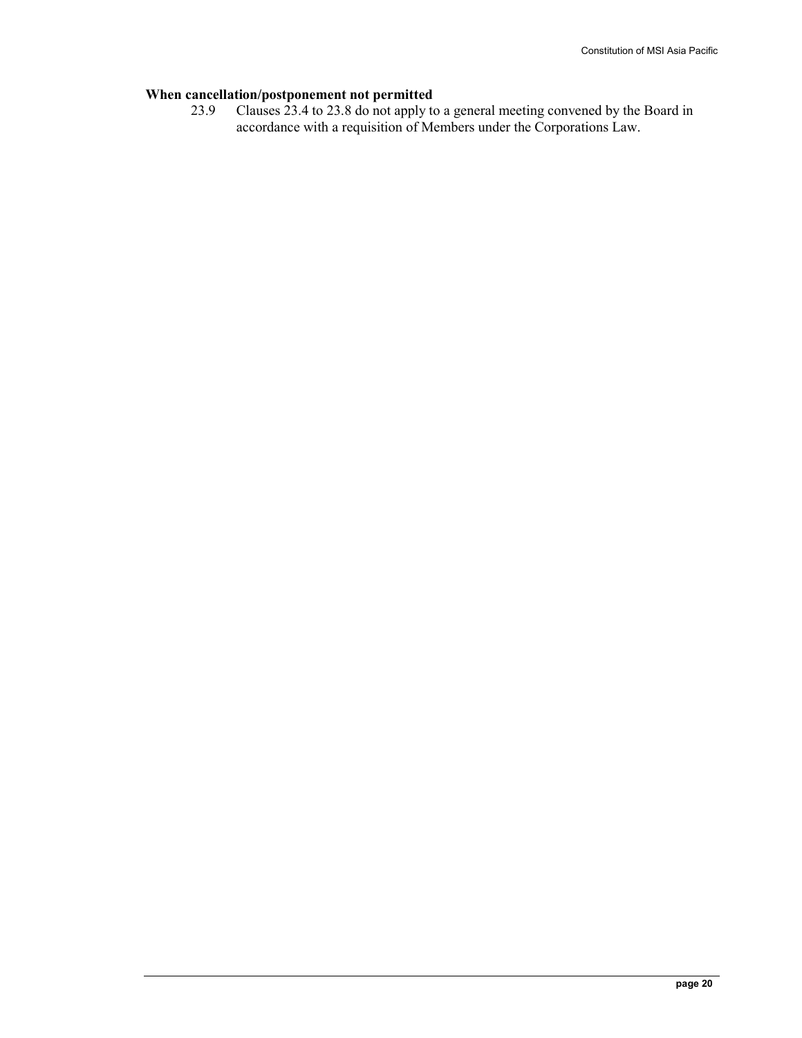**When cancellation/postponement not permitted**

23.9 Clauses 23.4 to 23.8 do not apply to a general meeting convened by the Board in accordance with a requisition of Members under the Corporations Law.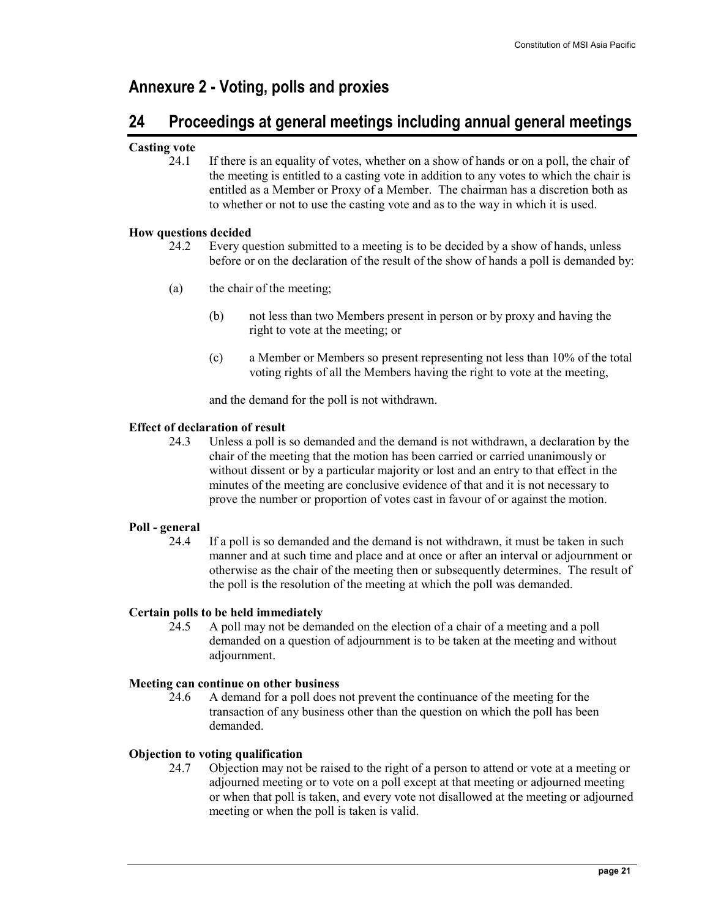## Annexure 2 - Voting, polls and proxies

## 24 Proceedings at general meetings including annual general meetings

**Casting vote**

24.1 If there is an equality of votes, whether on a show of hands or on a poll, the chair of the meeting is entitled to a casting vote in addition to any votes to which the chair is entitled as a Member or Proxy of a Member. The chairman has a discretion both as to whether or not to use the casting vote and as to the way in which it is used.

**How questions decided**

24.2 Every question submitted to a meeting is to be decided by a show of hands, unless before or on the declaration of the result of the show of hands a poll is demanded by:

(a) the chair of the meeting;

(b) not less than two Members present in person or by proxy and having the right to vote at the meeting; or

(c) a Member or Members so present representing not less than 10% of the total voting rights of all the Members having the right to vote at the meeting,

and the demand for the poll is not withdrawn.

**Effect of declaration of result**

24.3 Unless a poll is so demanded and the demand is not withdrawn, a declaration by the chair of the meeting that the motion has been carried or carried unanimously or without dissent or by a particular majority or lost and an entry to that effect in the minutes of the meeting are conclusive evidence of that and it is not necessary to prove the number or proportion of votes cast in favour of or against the motion.

**Poll - general**

24.4 If a poll is so demanded and the demand is not withdrawn, it must be taken in such manner and at such time and place and at once or after an interval or adjournment or otherwise as the chair of the meeting then or subsequently determines. The result of the poll is the resolution of the meeting at which the poll was demanded.

**Certain polls to be held immediately**

24.5 A poll may not be demanded on the election of a chair of a meeting and a poll demanded on a question of adjournment is to be taken at the meeting and without adjournment.

**Meeting can continue on other business**

24.6 A demand for a poll does not prevent the continuance of the meeting for the transaction of any business other than the question on which the poll has been demanded.

**Objection to voting qualification**

24.7 Objection may not be raised to the right of a person to attend or vote at a meeting or adjourned meeting or to vote on a poll except at that meeting or adjourned meeting or when that poll is taken, and every vote not disallowed at the meeting or adjourned meeting or when the poll is taken is valid.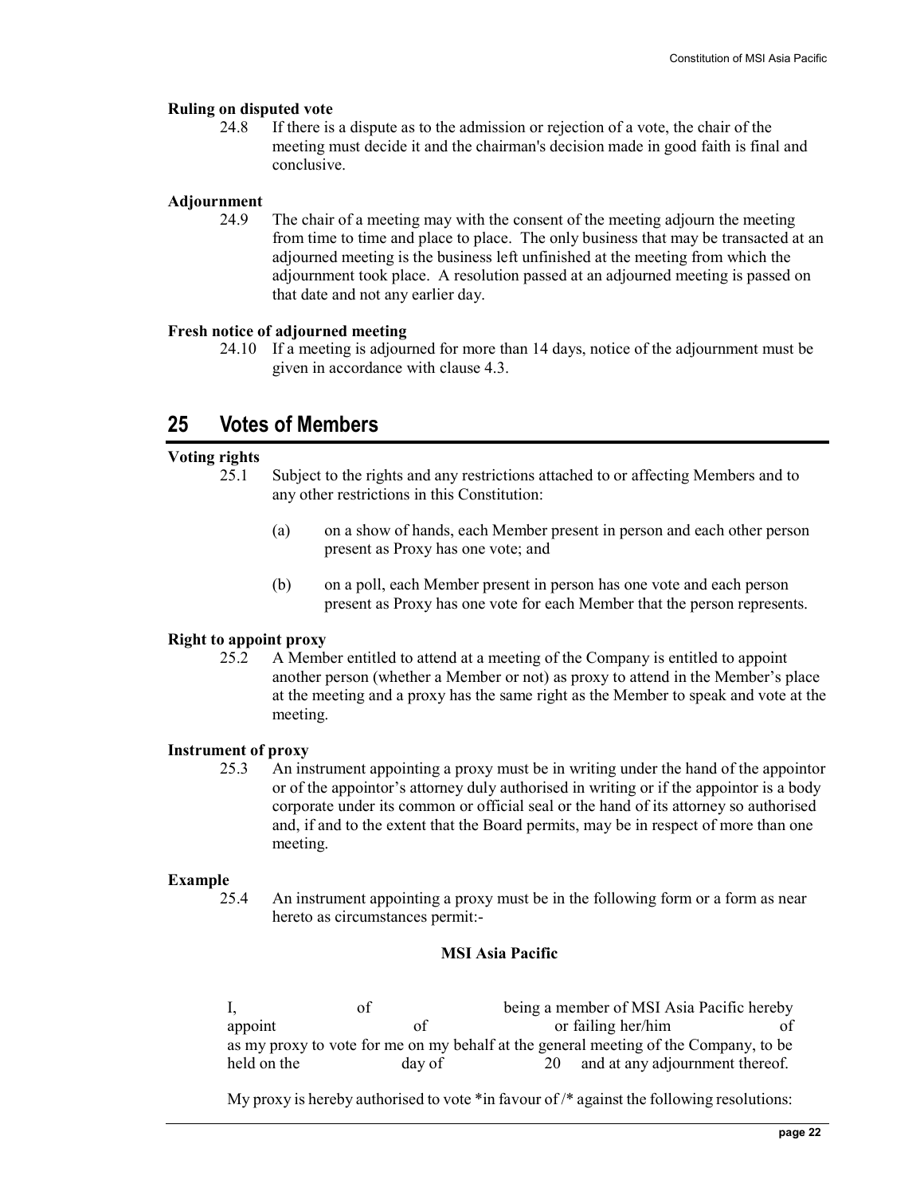**Ruling on disputed vote**

24.8 If there is a dispute as to the admission or rejection of a vote, the chair of the meeting must decide it and the chairman's decision made in good faith is final and conclusive.

**Adjournment**

24.9 The chair of a meeting may with the consent of the meeting adjourn the meeting from time to time and place to place. The only business that may be transacted at an adjourned meeting is the business left unfinished at the meeting from which the adjournment took place. A resolution passed at an adjourned meeting is passed on that date and not any earlier day.

**Fresh notice of adjourned meeting**

24.10 If a meeting is adjourned for more than 14 days, notice of the adjournment must be given in accordance with clause 4.3.

## 25 Votes of Members

**Voting rights**

25.1 Subject to the rights and any restrictions attached to or affecting Members and to any other restrictions in this Constitution:

(a) on a show of hands, each Member present in person and each other person present as Proxy has one vote; and

(b) on a poll, each Member present in person has one vote and each person present as Proxy has one vote for each Member that the person represents.

**Right to appoint proxy**

25.2 A Member entitled to attend at a meeting of the Company is entitled to appoint another person (whether a Member or not) as proxy to attend in the Member's place at the meeting and a proxy has the same right as the Member to speak and vote at the meeting.

**Instrument of proxy**

25.3 An instrument appointing a proxy must be in writing under the hand of the appointor or of the appointor's attorney duly authorised in writing or if the appointor is a body corporate under its common or official seal or the hand of its attorney so authorised and, if and to the extent that the Board permits, may be in respect of more than one meeting.

**Example**

25.4 An instrument appointing a proxy must be in the following form or a form as near hereto as circumstances permit:-

**MSI Asia Pacific**

I, of being a member of MSI Asia Pacific hereby appoint of or failing her/him of as my proxy to vote for me on my behalf at the general meeting of the Company, to be held on the day of 20 and at any adjournment thereof.

My proxy is hereby authorised to vote *in favour of /* against the following resolutions: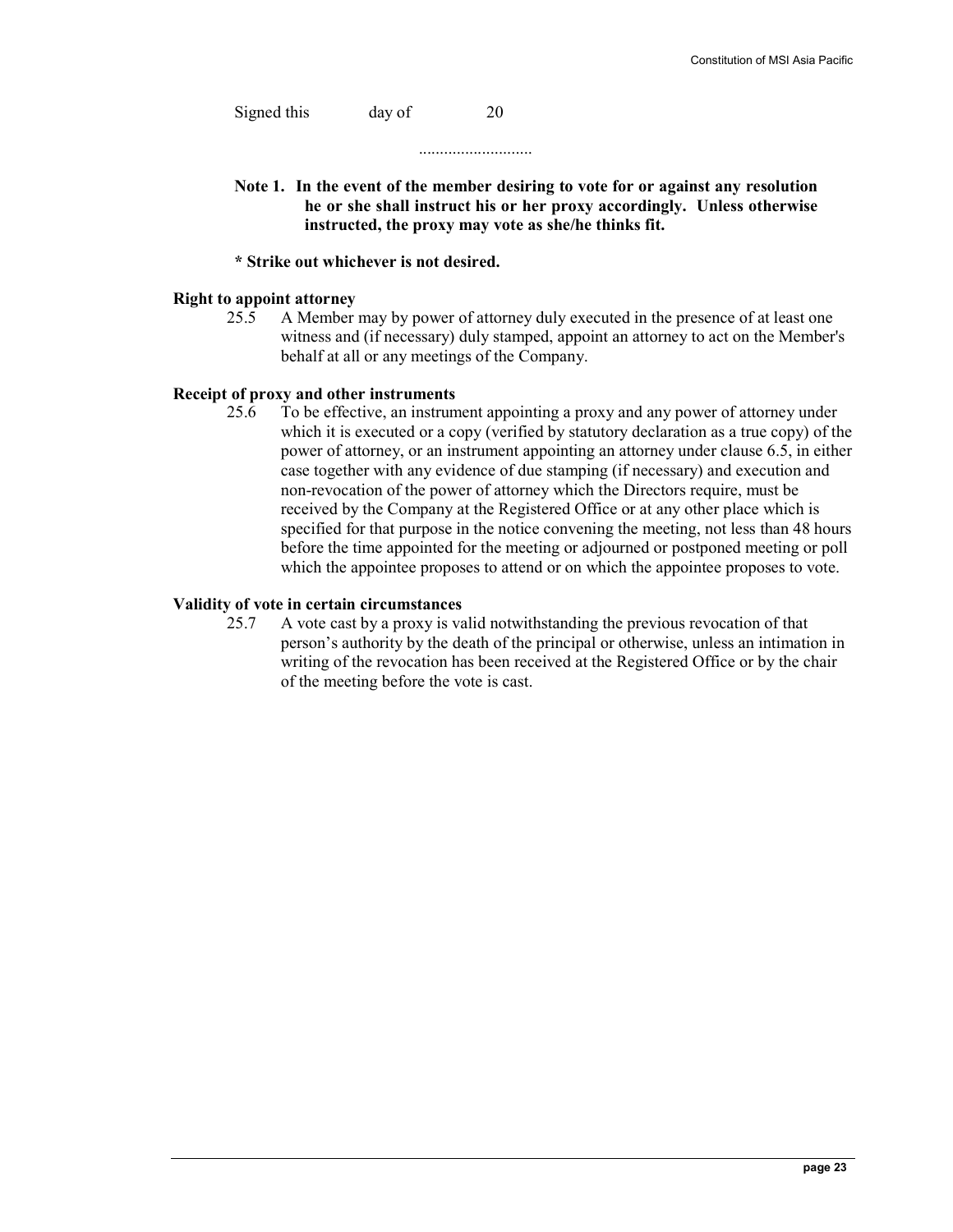Signed this day of 20

..........................

**Note 1. In the event of the member desiring to vote for or against any resolution he or she shall instruct his or her proxy accordingly. Unless otherwise instructed, the proxy may vote as she/he thinks fit.**

**\* Strike out whichever is not desired.**

**Right to appoint attorney**

25.5 A Member may by power of attorney duly executed in the presence of at least one witness and (if necessary) duly stamped, appoint an attorney to act on the Member's behalf at all or any meetings of the Company.

**Receipt of proxy and other instruments**

25.6 To be effective, an instrument appointing a proxy and any power of attorney under which it is executed or a copy (verified by statutory declaration as a true copy) of the power of attorney, or an instrument appointing an attorney under clause 6.5, in either case together with any evidence of due stamping (if necessary) and execution and non-revocation of the power of attorney which the Directors require, must be received by the Company at the Registered Office or at any other place which is specified for that purpose in the notice convening the meeting, not less than 48 hours before the time appointed for the meeting or adjourned or postponed meeting or poll which the appointee proposes to attend or on which the appointee proposes to vote.

**Validity of vote in certain circumstances**

25.7 A vote cast by a proxy is valid notwithstanding the previous revocation of that person's authority by the death of the principal or otherwise, unless an intimation in writing of the revocation has been received at the Registered Office or by the chair of the meeting before the vote is cast.